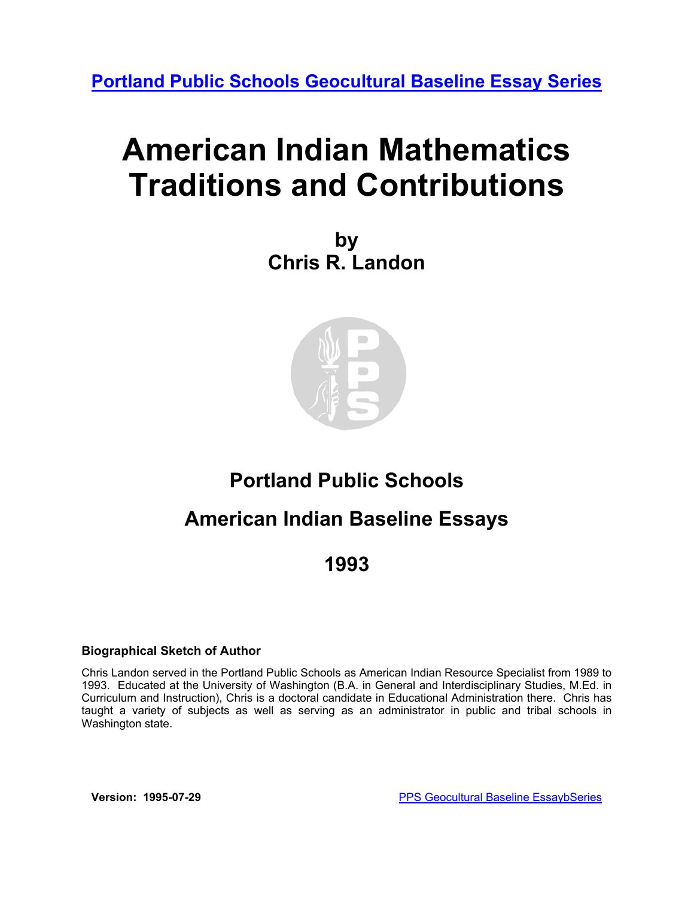Portland Public Schools Geocultural Baseline Essay Series

# American Indian Mathematics Traditions and Contributions

**by**
**Chris R. Landon**

## Portland Public Schools

## American Indian Baseline Essays

## 1993

**Biographical Sketch of Author**

Chris Landon served in the Portland Public Schools as American Indian Resource Specialist from 1989 to 1993. Educated at the University of Washington (B.A. in General and Interdisciplinary Studies, M.Ed. in Curriculum and Instruction), Chris is a doctoral candidate in Educational Administration there. Chris has taught a variety of subjects as well as serving as an administrator in public and tribal schools in Washington state.

**Version: 1995-07-29**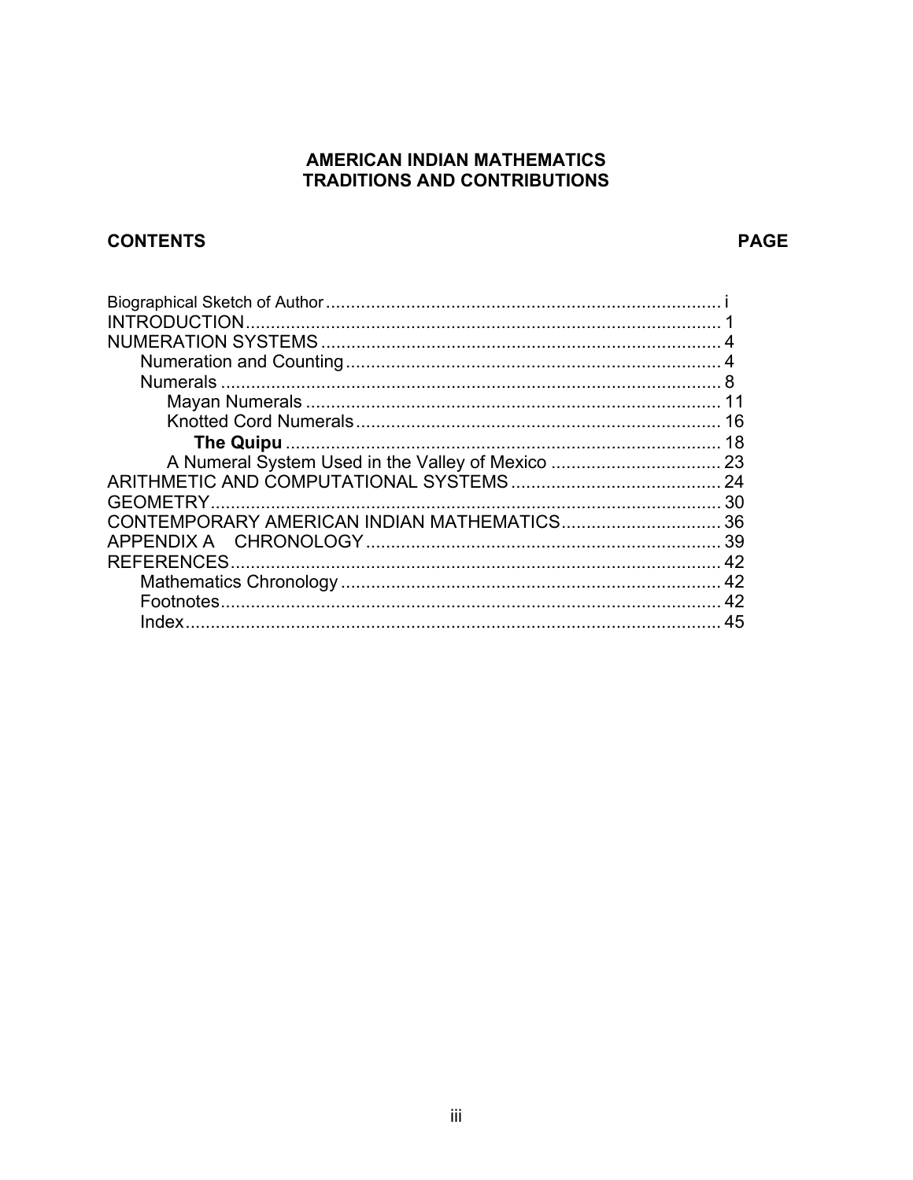## AMERICAN INDIAN MATHEMATICS
## TRADITIONS AND CONTRIBUTIONS

| CONTENTS | PAGE |
| --- | --- |
| Biographical Sketch of Author | i |
| INTRODUCTION | 1 |
| NUMERATION SYSTEMS | 4 |
| &nbsp;&nbsp;&nbsp;&nbsp;Numeration and Counting | 4 |
| &nbsp;&nbsp;&nbsp;&nbsp;Numerals | 8 |
| &nbsp;&nbsp;&nbsp;&nbsp;&nbsp;&nbsp;&nbsp;&nbsp;Mayan Numerals | 11 |
| &nbsp;&nbsp;&nbsp;&nbsp;&nbsp;&nbsp;&nbsp;&nbsp;Knotted Cord Numerals | 16 |
| &nbsp;&nbsp;&nbsp;&nbsp;&nbsp;&nbsp;&nbsp;&nbsp;&nbsp;&nbsp;&nbsp;&nbsp;**The Quipu** | 18 |
| &nbsp;&nbsp;&nbsp;&nbsp;&nbsp;&nbsp;&nbsp;&nbsp;A Numeral System Used in the Valley of Mexico | 23 |
| ARITHMETIC AND COMPUTATIONAL SYSTEMS | 24 |
| GEOMETRY | 30 |
| CONTEMPORARY AMERICAN INDIAN MATHEMATICS | 36 |
| APPENDIX A CHRONOLOGY | 39 |
| REFERENCES | 42 |
| &nbsp;&nbsp;&nbsp;&nbsp;Mathematics Chronology | 42 |
| &nbsp;&nbsp;&nbsp;&nbsp;Footnotes | 42 |
| &nbsp;&nbsp;&nbsp;&nbsp;Index | 45 |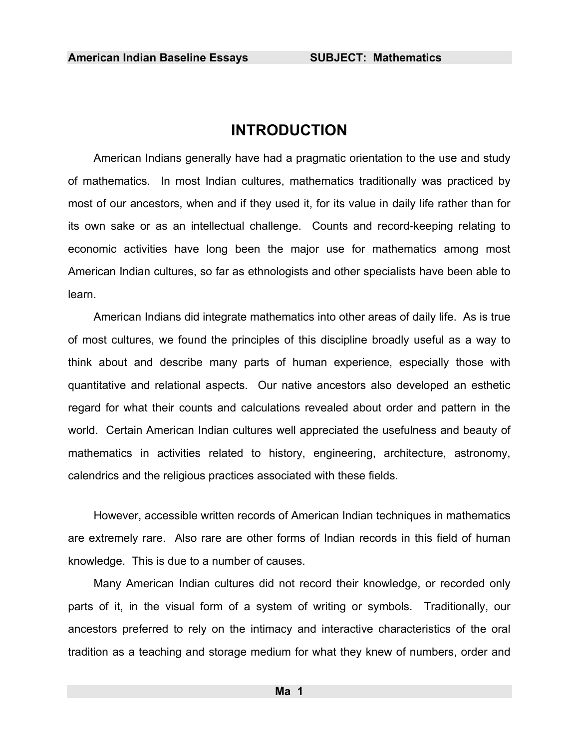# INTRODUCTION

American Indians generally have had a pragmatic orientation to the use and study of mathematics. In most Indian cultures, mathematics traditionally was practiced by most of our ancestors, when and if they used it, for its value in daily life rather than for its own sake or as an intellectual challenge. Counts and record-keeping relating to economic activities have long been the major use for mathematics among most American Indian cultures, so far as ethnologists and other specialists have been able to learn.

American Indians did integrate mathematics into other areas of daily life. As is true of most cultures, we found the principles of this discipline broadly useful as a way to think about and describe many parts of human experience, especially those with quantitative and relational aspects. Our native ancestors also developed an esthetic regard for what their counts and calculations revealed about order and pattern in the world. Certain American Indian cultures well appreciated the usefulness and beauty of mathematics in activities related to history, engineering, architecture, astronomy, calendrics and the religious practices associated with these fields.

However, accessible written records of American Indian techniques in mathematics are extremely rare. Also rare are other forms of Indian records in this field of human knowledge. This is due to a number of causes.

Many American Indian cultures did not record their knowledge, or recorded only parts of it, in the visual form of a system of writing or symbols. Traditionally, our ancestors preferred to rely on the intimacy and interactive characteristics of the oral tradition as a teaching and storage medium for what they knew of numbers, order and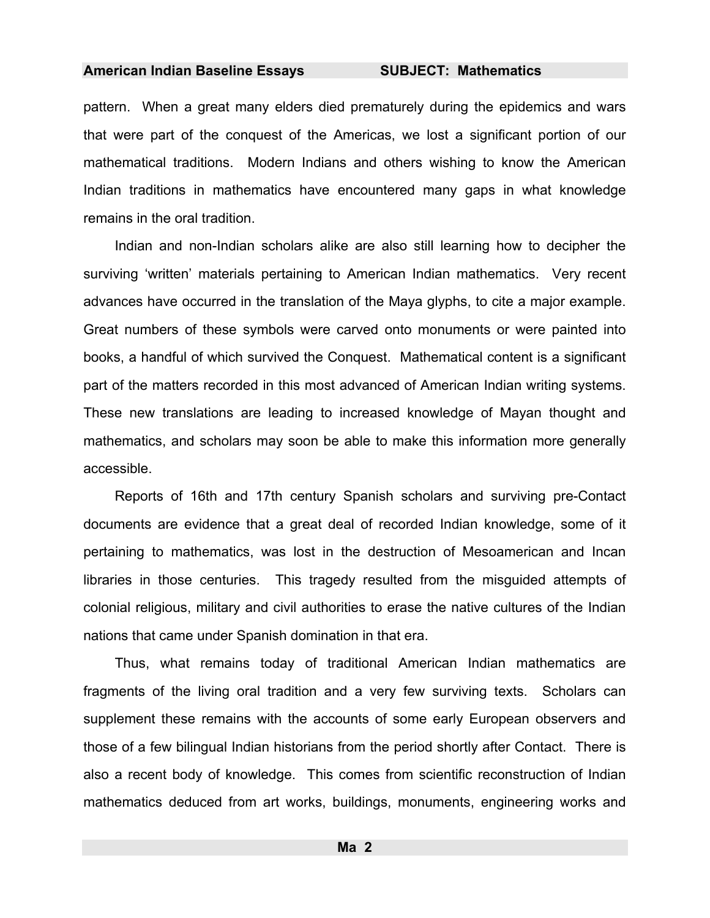pattern. When a great many elders died prematurely during the epidemics and wars that were part of the conquest of the Americas, we lost a significant portion of our mathematical traditions. Modern Indians and others wishing to know the American Indian traditions in mathematics have encountered many gaps in what knowledge remains in the oral tradition.

Indian and non-Indian scholars alike are also still learning how to decipher the surviving 'written' materials pertaining to American Indian mathematics. Very recent advances have occurred in the translation of the Maya glyphs, to cite a major example. Great numbers of these symbols were carved onto monuments or were painted into books, a handful of which survived the Conquest. Mathematical content is a significant part of the matters recorded in this most advanced of American Indian writing systems. These new translations are leading to increased knowledge of Mayan thought and mathematics, and scholars may soon be able to make this information more generally accessible.

Reports of 16th and 17th century Spanish scholars and surviving pre-Contact documents are evidence that a great deal of recorded Indian knowledge, some of it pertaining to mathematics, was lost in the destruction of Mesoamerican and Incan libraries in those centuries. This tragedy resulted from the misguided attempts of colonial religious, military and civil authorities to erase the native cultures of the Indian nations that came under Spanish domination in that era.

Thus, what remains today of traditional American Indian mathematics are fragments of the living oral tradition and a very few surviving texts. Scholars can supplement these remains with the accounts of some early European observers and those of a few bilingual Indian historians from the period shortly after Contact. There is also a recent body of knowledge. This comes from scientific reconstruction of Indian mathematics deduced from art works, buildings, monuments, engineering works and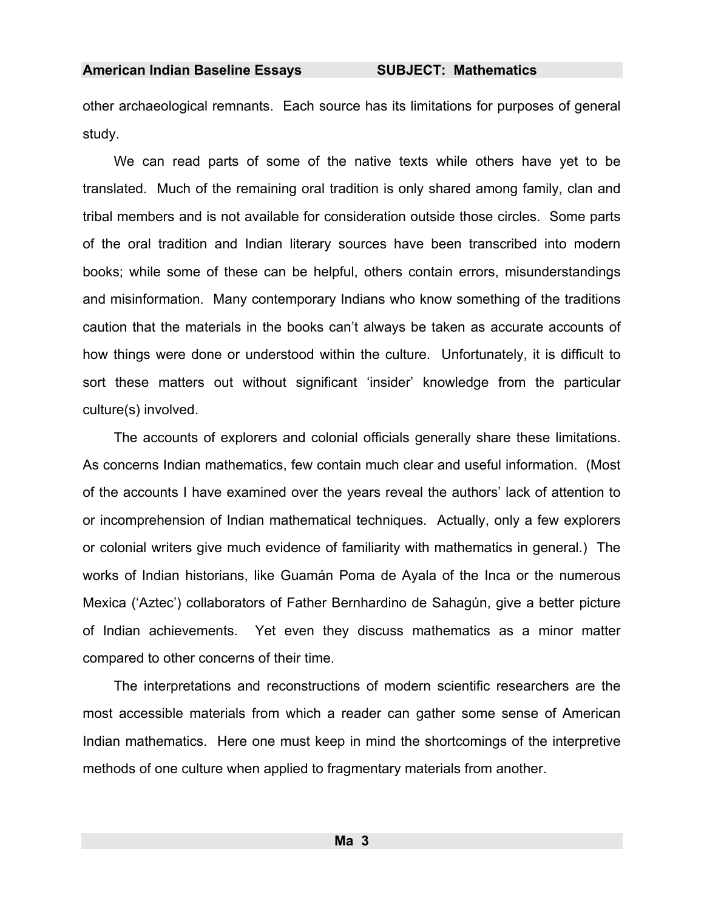other archaeological remnants. Each source has its limitations for purposes of general study.

We can read parts of some of the native texts while others have yet to be translated. Much of the remaining oral tradition is only shared among family, clan and tribal members and is not available for consideration outside those circles. Some parts of the oral tradition and Indian literary sources have been transcribed into modern books; while some of these can be helpful, others contain errors, misunderstandings and misinformation. Many contemporary Indians who know something of the traditions caution that the materials in the books can't always be taken as accurate accounts of how things were done or understood within the culture. Unfortunately, it is difficult to sort these matters out without significant 'insider' knowledge from the particular culture(s) involved.

The accounts of explorers and colonial officials generally share these limitations. As concerns Indian mathematics, few contain much clear and useful information. (Most of the accounts I have examined over the years reveal the authors' lack of attention to or incomprehension of Indian mathematical techniques. Actually, only a few explorers or colonial writers give much evidence of familiarity with mathematics in general.) The works of Indian historians, like Guamán Poma de Ayala of the Inca or the numerous Mexica ('Aztec') collaborators of Father Bernhardino de Sahagún, give a better picture of Indian achievements. Yet even they discuss mathematics as a minor matter compared to other concerns of their time.

The interpretations and reconstructions of modern scientific researchers are the most accessible materials from which a reader can gather some sense of American Indian mathematics. Here one must keep in mind the shortcomings of the interpretive methods of one culture when applied to fragmentary materials from another.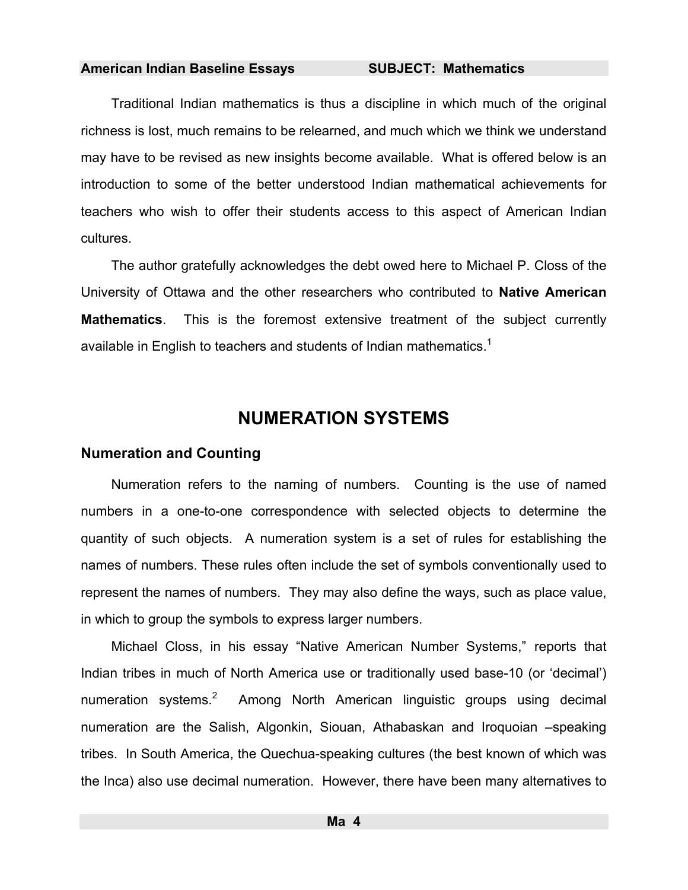Traditional Indian mathematics is thus a discipline in which much of the original richness is lost, much remains to be relearned, and much which we think we understand may have to be revised as new insights become available. What is offered below is an introduction to some of the better understood Indian mathematical achievements for teachers who wish to offer their students access to this aspect of American Indian cultures.

The author gratefully acknowledges the debt owed here to Michael P. Closs of the University of Ottawa and the other researchers who contributed to **Native American Mathematics**. This is the foremost extensive treatment of the subject currently available in English to teachers and students of Indian mathematics.[1]

# NUMERATION SYSTEMS

## Numeration and Counting

Numeration refers to the naming of numbers. Counting is the use of named numbers in a one-to-one correspondence with selected objects to determine the quantity of such objects. A numeration system is a set of rules for establishing the names of numbers. These rules often include the set of symbols conventionally used to represent the names of numbers. They may also define the ways, such as place value, in which to group the symbols to express larger numbers.

Michael Closs, in his essay "Native American Number Systems," reports that Indian tribes in much of North America use or traditionally used base-10 (or 'decimal') numeration systems.[2] Among North American linguistic groups using decimal numeration are the Salish, Algonkin, Siouan, Athabaskan and Iroquoian –speaking tribes. In South America, the Quechua-speaking cultures (the best known of which was the Inca) also use decimal numeration. However, there have been many alternatives to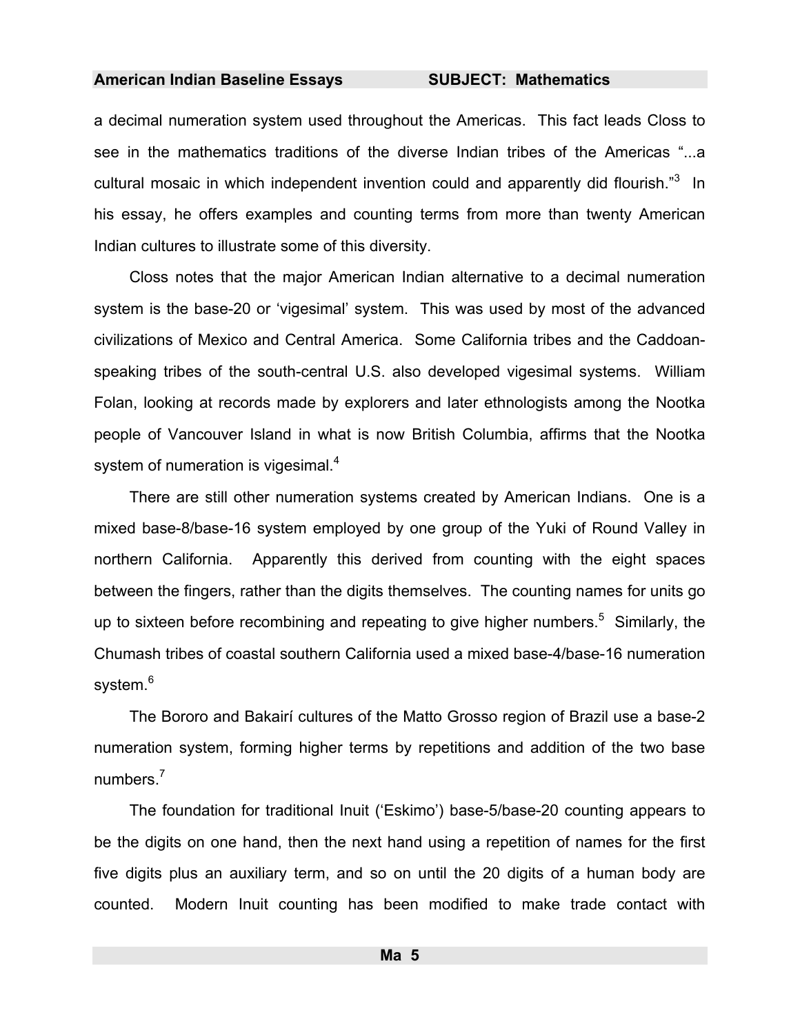a decimal numeration system used throughout the Americas. This fact leads Closs to see in the mathematics traditions of the diverse Indian tribes of the Americas "...a cultural mosaic in which independent invention could and apparently did flourish."[3] In his essay, he offers examples and counting terms from more than twenty American Indian cultures to illustrate some of this diversity.

Closs notes that the major American Indian alternative to a decimal numeration system is the base-20 or 'vigesimal' system. This was used by most of the advanced civilizations of Mexico and Central America. Some California tribes and the Caddoan-speaking tribes of the south-central U.S. also developed vigesimal systems. William Folan, looking at records made by explorers and later ethnologists among the Nootka people of Vancouver Island in what is now British Columbia, affirms that the Nootka system of numeration is vigesimal.[4]

There are still other numeration systems created by American Indians. One is a mixed base-8/base-16 system employed by one group of the Yuki of Round Valley in northern California. Apparently this derived from counting with the eight spaces between the fingers, rather than the digits themselves. The counting names for units go up to sixteen before recombining and repeating to give higher numbers.[5] Similarly, the Chumash tribes of coastal southern California used a mixed base-4/base-16 numeration system.[6]

The Bororo and Bakairí cultures of the Matto Grosso region of Brazil use a base-2 numeration system, forming higher terms by repetitions and addition of the two base numbers.[7]

The foundation for traditional Inuit ('Eskimo') base-5/base-20 counting appears to be the digits on one hand, then the next hand using a repetition of names for the first five digits plus an auxiliary term, and so on until the 20 digits of a human body are counted. Modern Inuit counting has been modified to make trade contact with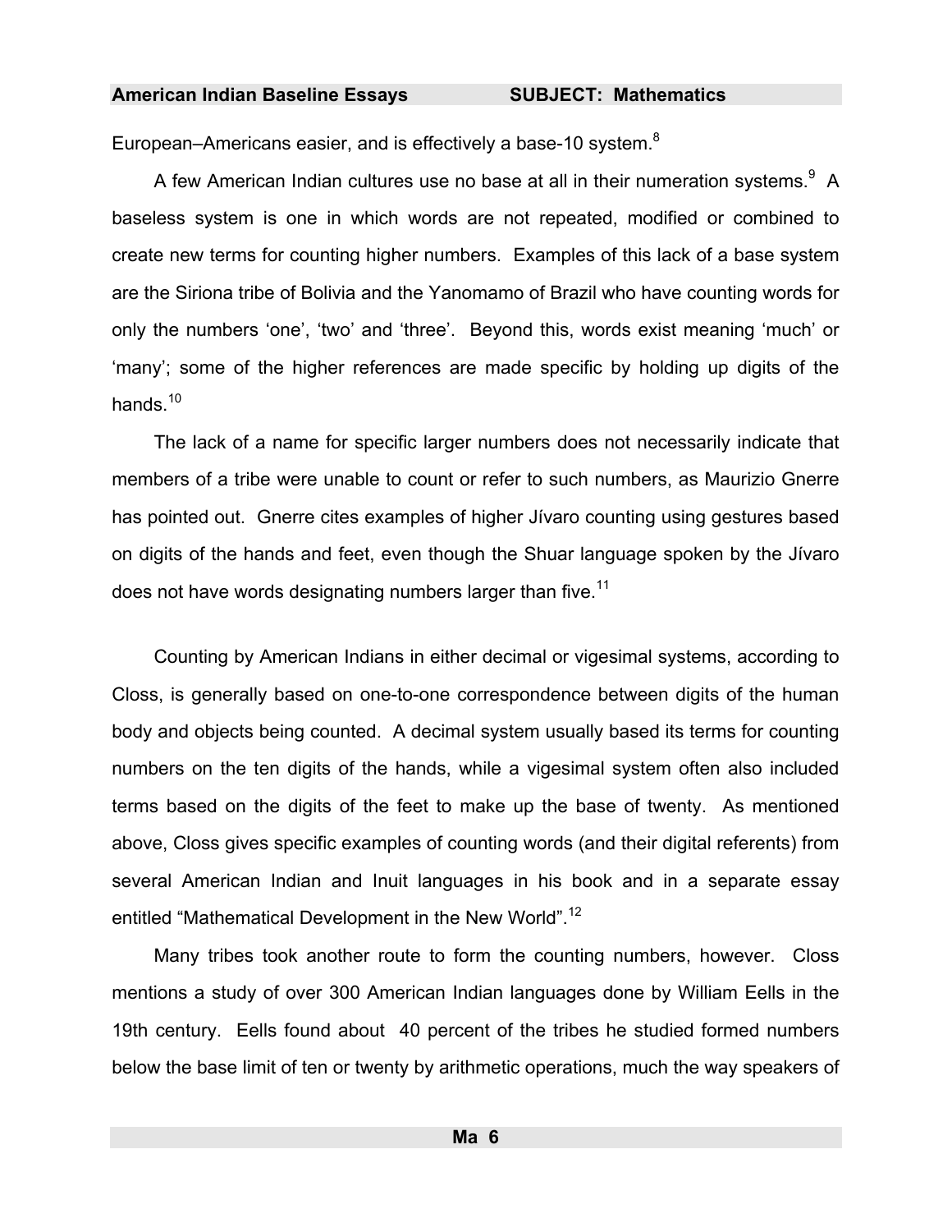European–Americans easier, and is effectively a base-10 system.[8]

A few American Indian cultures use no base at all in their numeration systems.[9] A baseless system is one in which words are not repeated, modified or combined to create new terms for counting higher numbers. Examples of this lack of a base system are the Siriona tribe of Bolivia and the Yanomamo of Brazil who have counting words for only the numbers 'one', 'two' and 'three'. Beyond this, words exist meaning 'much' or 'many'; some of the higher references are made specific by holding up digits of the hands.[10]

The lack of a name for specific larger numbers does not necessarily indicate that members of a tribe were unable to count or refer to such numbers, as Maurizio Gnerre has pointed out. Gnerre cites examples of higher Jívaro counting using gestures based on digits of the hands and feet, even though the Shuar language spoken by the Jívaro does not have words designating numbers larger than five.[11]

Counting by American Indians in either decimal or vigesimal systems, according to Closs, is generally based on one-to-one correspondence between digits of the human body and objects being counted. A decimal system usually based its terms for counting numbers on the ten digits of the hands, while a vigesimal system often also included terms based on the digits of the feet to make up the base of twenty. As mentioned above, Closs gives specific examples of counting words (and their digital referents) from several American Indian and Inuit languages in his book and in a separate essay entitled "Mathematical Development in the New World".[12]

Many tribes took another route to form the counting numbers, however. Closs mentions a study of over 300 American Indian languages done by William Eells in the 19th century. Eells found about 40 percent of the tribes he studied formed numbers below the base limit of ten or twenty by arithmetic operations, much the way speakers of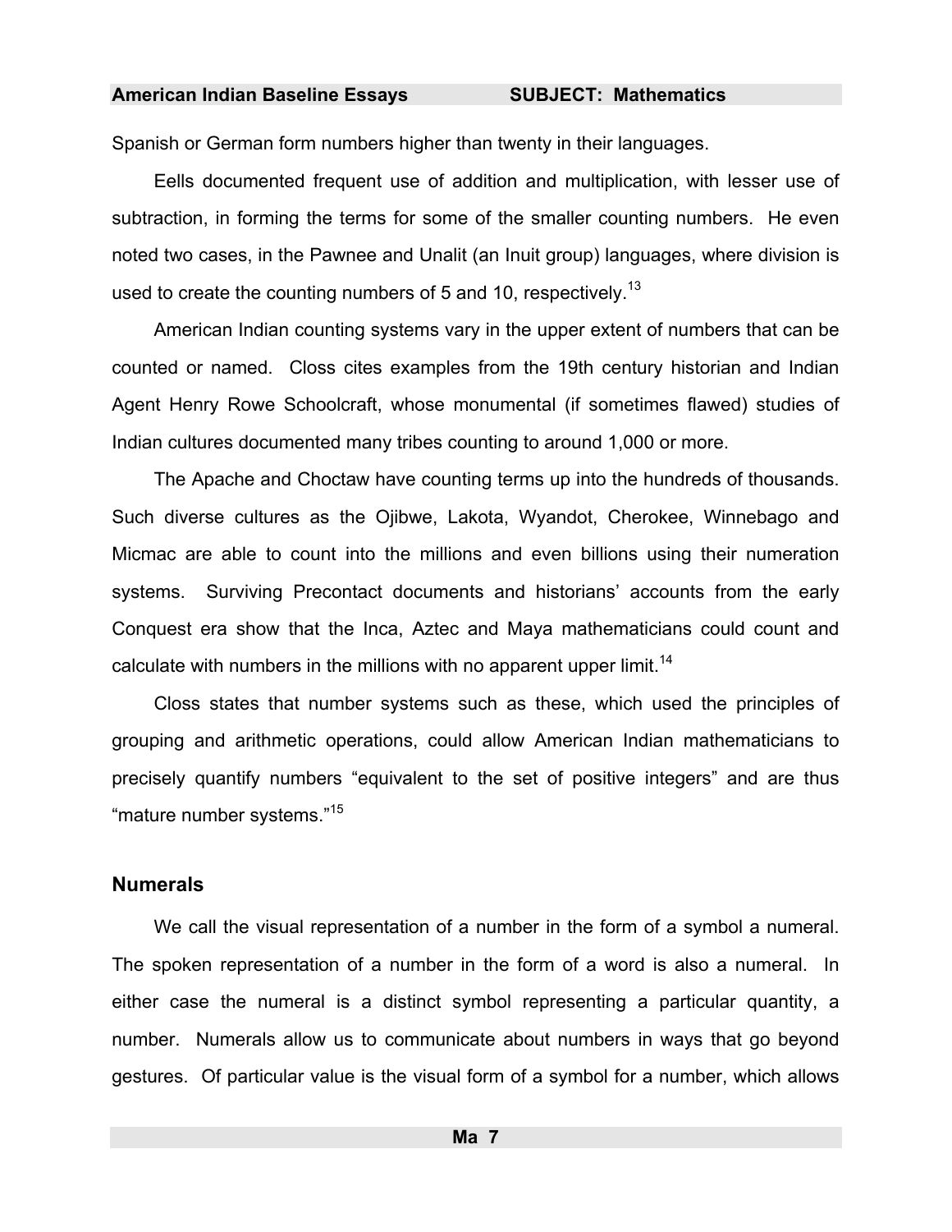Spanish or German form numbers higher than twenty in their languages.

Eells documented frequent use of addition and multiplication, with lesser use of subtraction, in forming the terms for some of the smaller counting numbers. He even noted two cases, in the Pawnee and Unalit (an Inuit group) languages, where division is used to create the counting numbers of 5 and 10, respectively.[13]

American Indian counting systems vary in the upper extent of numbers that can be counted or named. Closs cites examples from the 19th century historian and Indian Agent Henry Rowe Schoolcraft, whose monumental (if sometimes flawed) studies of Indian cultures documented many tribes counting to around 1,000 or more.

The Apache and Choctaw have counting terms up into the hundreds of thousands. Such diverse cultures as the Ojibwe, Lakota, Wyandot, Cherokee, Winnebago and Micmac are able to count into the millions and even billions using their numeration systems. Surviving Precontact documents and historians' accounts from the early Conquest era show that the Inca, Aztec and Maya mathematicians could count and calculate with numbers in the millions with no apparent upper limit.[14]

Closs states that number systems such as these, which used the principles of grouping and arithmetic operations, could allow American Indian mathematicians to precisely quantify numbers "equivalent to the set of positive integers" and are thus "mature number systems."[15]

## Numerals

We call the visual representation of a number in the form of a symbol a numeral. The spoken representation of a number in the form of a word is also a numeral. In either case the numeral is a distinct symbol representing a particular quantity, a number. Numerals allow us to communicate about numbers in ways that go beyond gestures. Of particular value is the visual form of a symbol for a number, which allows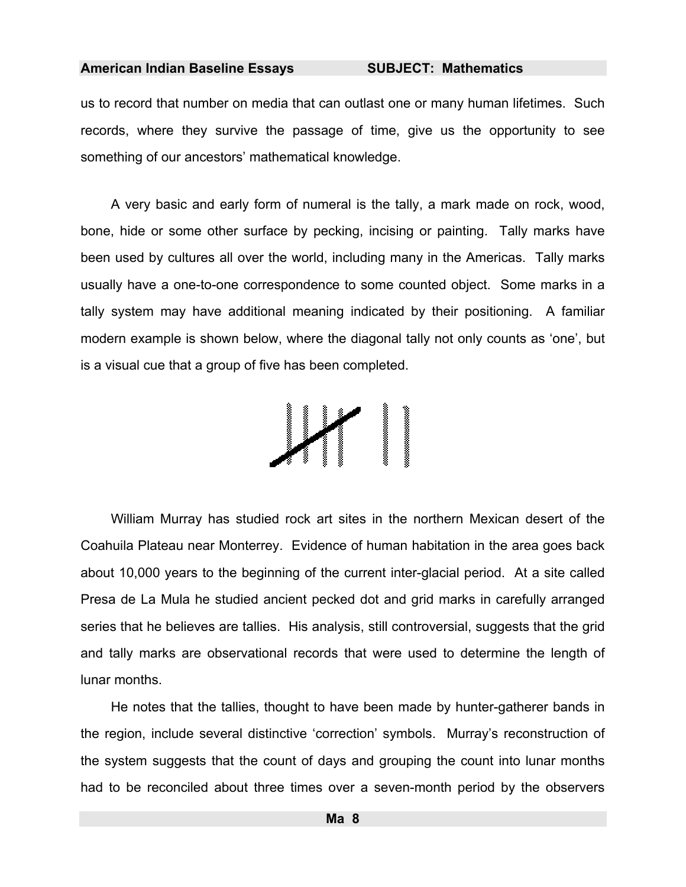us to record that number on media that can outlast one or many human lifetimes. Such records, where they survive the passage of time, give us the opportunity to see something of our ancestors' mathematical knowledge.

A very basic and early form of numeral is the tally, a mark made on rock, wood, bone, hide or some other surface by pecking, incising or painting. Tally marks have been used by cultures all over the world, including many in the Americas. Tally marks usually have a one-to-one correspondence to some counted object. Some marks in a tally system may have additional meaning indicated by their positioning. A familiar modern example is shown below, where the diagonal tally not only counts as 'one', but is a visual cue that a group of five has been completed.

William Murray has studied rock art sites in the northern Mexican desert of the Coahuila Plateau near Monterrey. Evidence of human habitation in the area goes back about 10,000 years to the beginning of the current inter-glacial period. At a site called Presa de La Mula he studied ancient pecked dot and grid marks in carefully arranged series that he believes are tallies. His analysis, still controversial, suggests that the grid and tally marks are observational records that were used to determine the length of lunar months.

He notes that the tallies, thought to have been made by hunter-gatherer bands in the region, include several distinctive 'correction' symbols. Murray's reconstruction of the system suggests that the count of days and grouping the count into lunar months had to be reconciled about three times over a seven-month period by the observers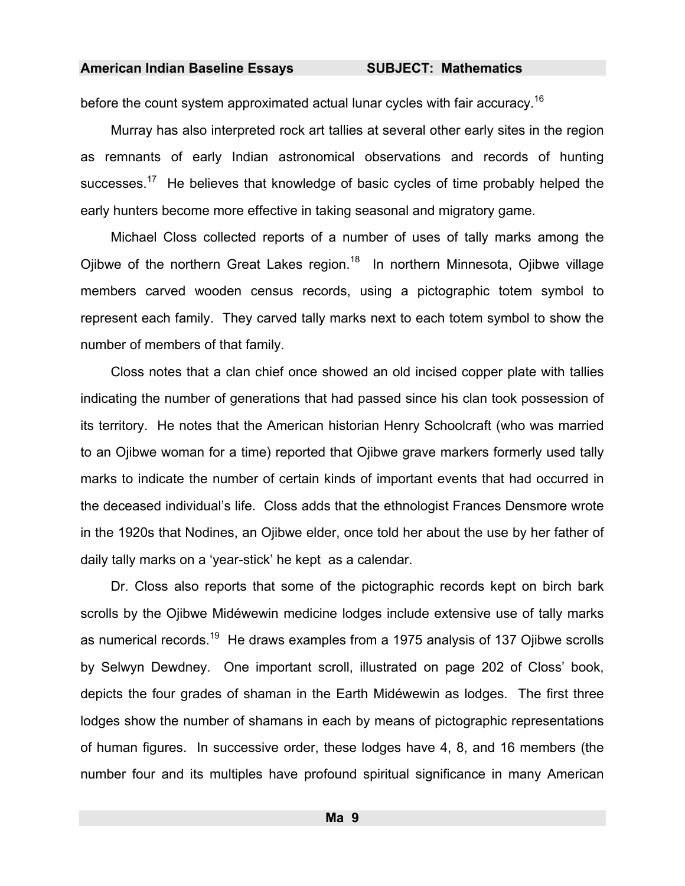before the count system approximated actual lunar cycles with fair accuracy.[16]

Murray has also interpreted rock art tallies at several other early sites in the region as remnants of early Indian astronomical observations and records of hunting successes.[17] He believes that knowledge of basic cycles of time probably helped the early hunters become more effective in taking seasonal and migratory game.

Michael Closs collected reports of a number of uses of tally marks among the Ojibwe of the northern Great Lakes region.[18] In northern Minnesota, Ojibwe village members carved wooden census records, using a pictographic totem symbol to represent each family. They carved tally marks next to each totem symbol to show the number of members of that family.

Closs notes that a clan chief once showed an old incised copper plate with tallies indicating the number of generations that had passed since his clan took possession of its territory. He notes that the American historian Henry Schoolcraft (who was married to an Ojibwe woman for a time) reported that Ojibwe grave markers formerly used tally marks to indicate the number of certain kinds of important events that had occurred in the deceased individual's life. Closs adds that the ethnologist Frances Densmore wrote in the 1920s that Nodines, an Ojibwe elder, once told her about the use by her father of daily tally marks on a 'year-stick' he kept as a calendar.

Dr. Closs also reports that some of the pictographic records kept on birch bark scrolls by the Ojibwe Midéwewin medicine lodges include extensive use of tally marks as numerical records.[19] He draws examples from a 1975 analysis of 137 Ojibwe scrolls by Selwyn Dewdney. One important scroll, illustrated on page 202 of Closs' book, depicts the four grades of shaman in the Earth Midéwewin as lodges. The first three lodges show the number of shamans in each by means of pictographic representations of human figures. In successive order, these lodges have 4, 8, and 16 members (the number four and its multiples have profound spiritual significance in many American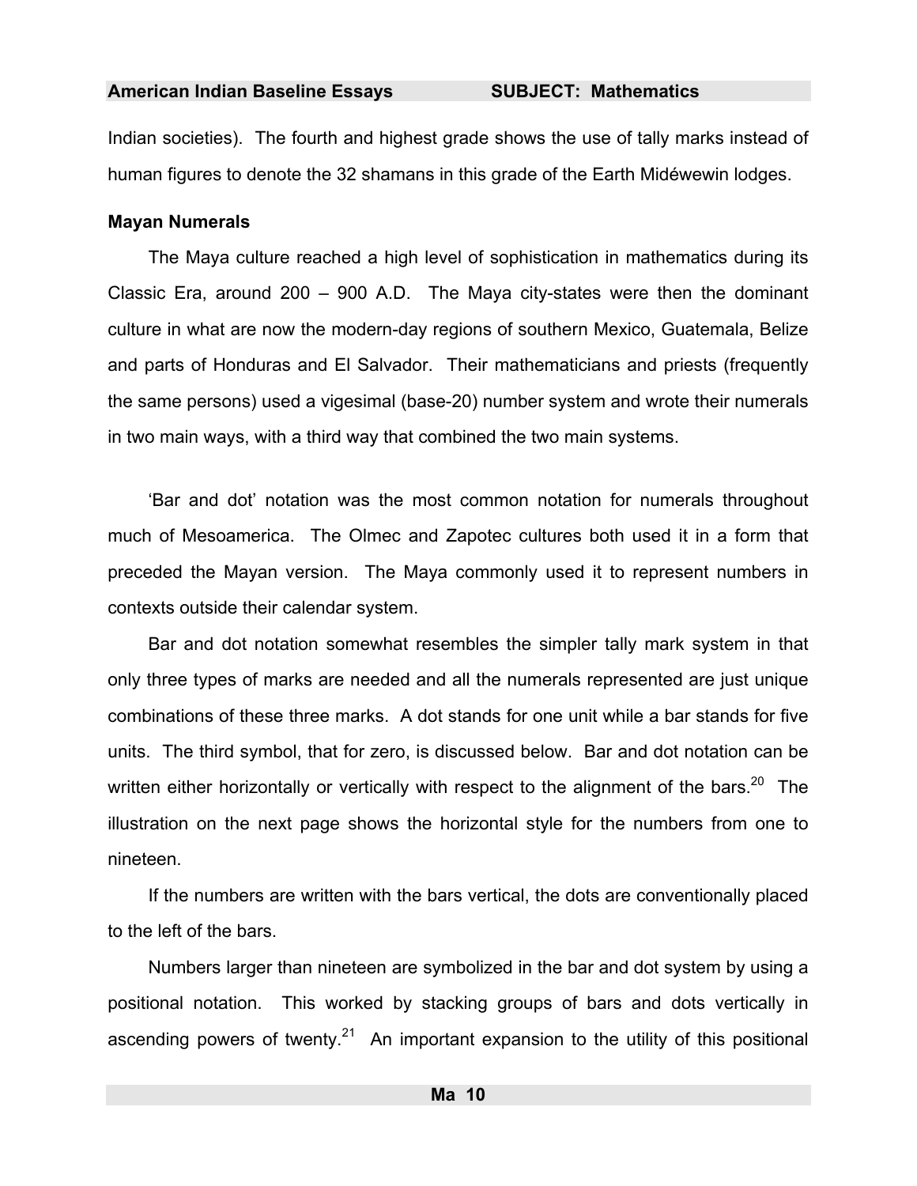Indian societies). The fourth and highest grade shows the use of tally marks instead of human figures to denote the 32 shamans in this grade of the Earth Midéwewin lodges.

### Mayan Numerals

The Maya culture reached a high level of sophistication in mathematics during its Classic Era, around 200 – 900 A.D. The Maya city-states were then the dominant culture in what are now the modern-day regions of southern Mexico, Guatemala, Belize and parts of Honduras and El Salvador. Their mathematicians and priests (frequently the same persons) used a vigesimal (base-20) number system and wrote their numerals in two main ways, with a third way that combined the two main systems.

'Bar and dot' notation was the most common notation for numerals throughout much of Mesoamerica. The Olmec and Zapotec cultures both used it in a form that preceded the Mayan version. The Maya commonly used it to represent numbers in contexts outside their calendar system.

Bar and dot notation somewhat resembles the simpler tally mark system in that only three types of marks are needed and all the numerals represented are just unique combinations of these three marks. A dot stands for one unit while a bar stands for five units. The third symbol, that for zero, is discussed below. Bar and dot notation can be written either horizontally or vertically with respect to the alignment of the bars.[20] The illustration on the next page shows the horizontal style for the numbers from one to nineteen.

If the numbers are written with the bars vertical, the dots are conventionally placed to the left of the bars.

Numbers larger than nineteen are symbolized in the bar and dot system by using a positional notation. This worked by stacking groups of bars and dots vertically in ascending powers of twenty.[21] An important expansion to the utility of this positional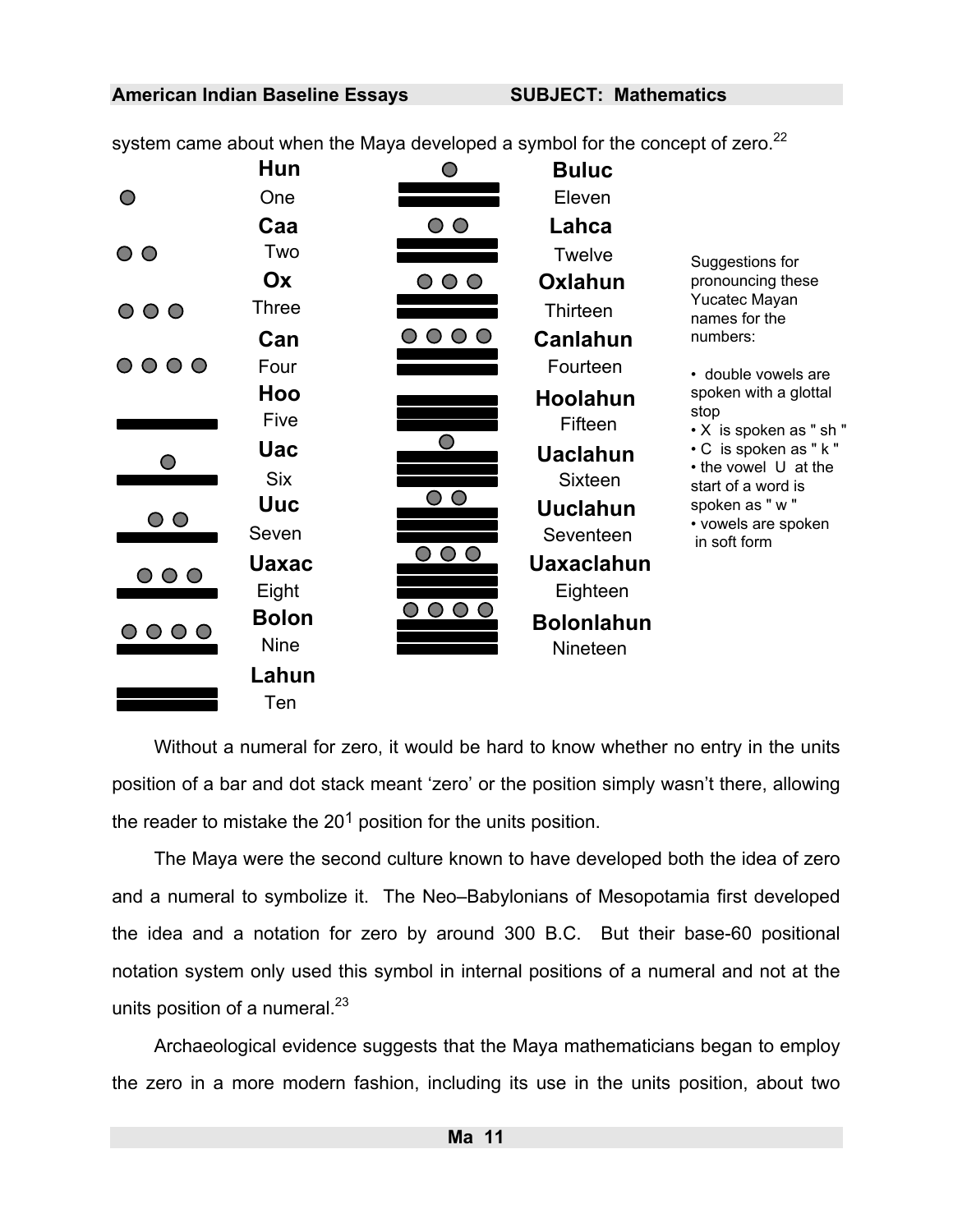system came about when the Maya developed a symbol for the concept of zero.[22]

| | | | |
|---|---|---|---|
| **Hun** One | **Buluc** Eleven | | |
| **Caa** Two | **Lahca** Twelve | | |
| **Ox** Three | **Oxlahun** Thirteen | | |
| **Can** Four | **Canlahun** Fourteen | | |
| **Hoo** Five | **Hoolahun** Fifteen | | |
| **Uac** Six | **Uaclahun** Sixteen | | |
| **Uuc** Seven | **Uuclahun** Seventeen | | |
| **Uaxac** Eight | **Uaxaclahun** Eighteen | | |
| **Bolon** Nine | **Bolonlahun** Nineteen | | |
| **Lahun** Ten | | | |

Suggestions for pronouncing these Yucatec Mayan names for the numbers:

- double vowels are spoken with a glottal stop
- X is spoken as " sh "
- C is spoken as " k "
- the vowel U at the start of a word is spoken as " w "
- vowels are spoken in soft form

Without a numeral for zero, it would be hard to know whether no entry in the units position of a bar and dot stack meant 'zero' or the position simply wasn't there, allowing the reader to mistake the $20^1$ position for the units position.

The Maya were the second culture known to have developed both the idea of zero and a numeral to symbolize it. The Neo–Babylonians of Mesopotamia first developed the idea and a notation for zero by around 300 B.C. But their base-60 positional notation system only used this symbol in internal positions of a numeral and not at the units position of a numeral.[23]

Archaeological evidence suggests that the Maya mathematicians began to employ the zero in a more modern fashion, including its use in the units position, about two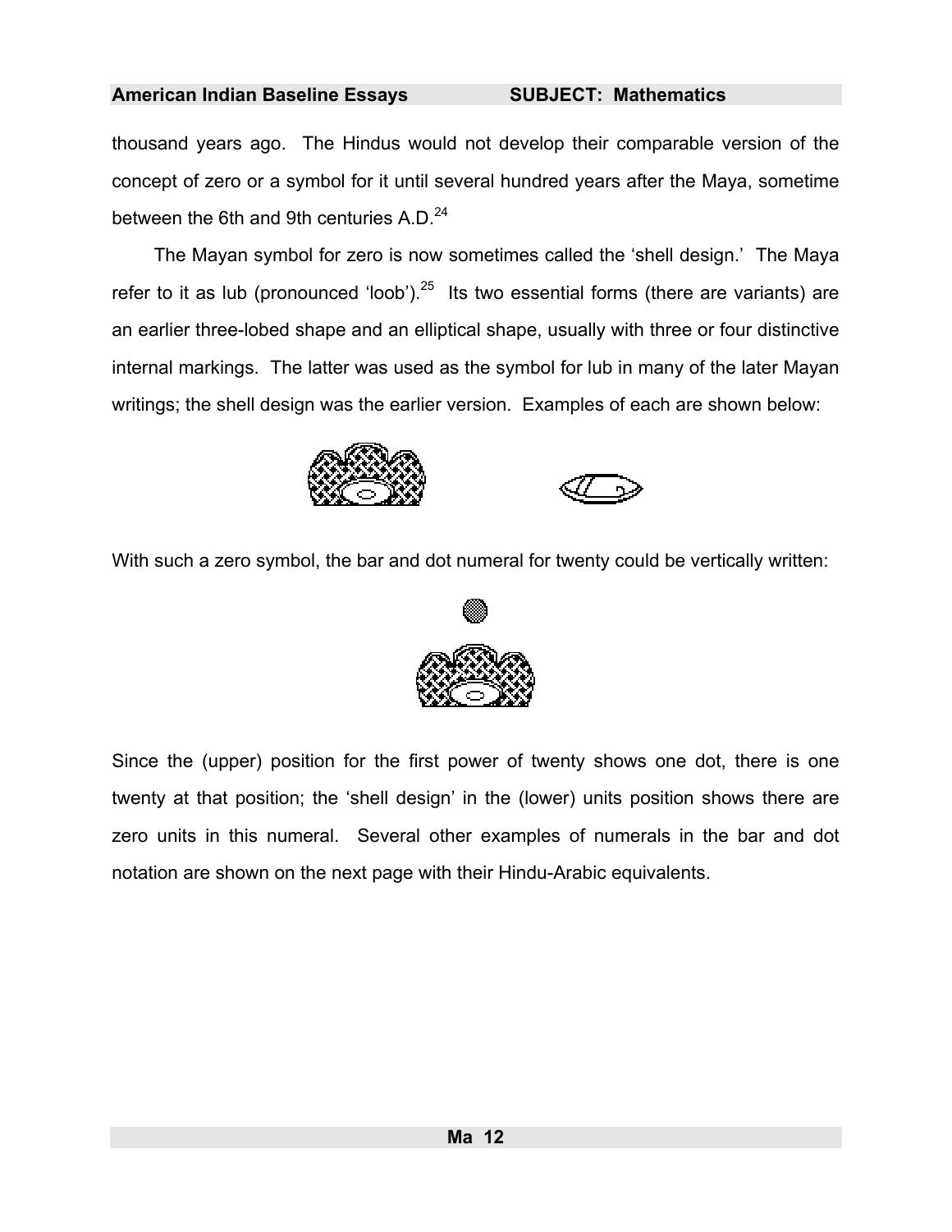thousand years ago. The Hindus would not develop their comparable version of the concept of zero or a symbol for it until several hundred years after the Maya, sometime between the 6th and 9th centuries A.D.[24]

The Mayan symbol for zero is now sometimes called the 'shell design.' The Maya refer to it as lub (pronounced 'loob').[25] Its two essential forms (there are variants) are an earlier three-lobed shape and an elliptical shape, usually with three or four distinctive internal markings. The latter was used as the symbol for lub in many of the later Mayan writings; the shell design was the earlier version. Examples of each are shown below:

With such a zero symbol, the bar and dot numeral for twenty could be vertically written:

Since the (upper) position for the first power of twenty shows one dot, there is one twenty at that position; the 'shell design' in the (lower) units position shows there are zero units in this numeral. Several other examples of numerals in the bar and dot notation are shown on the next page with their Hindu-Arabic equivalents.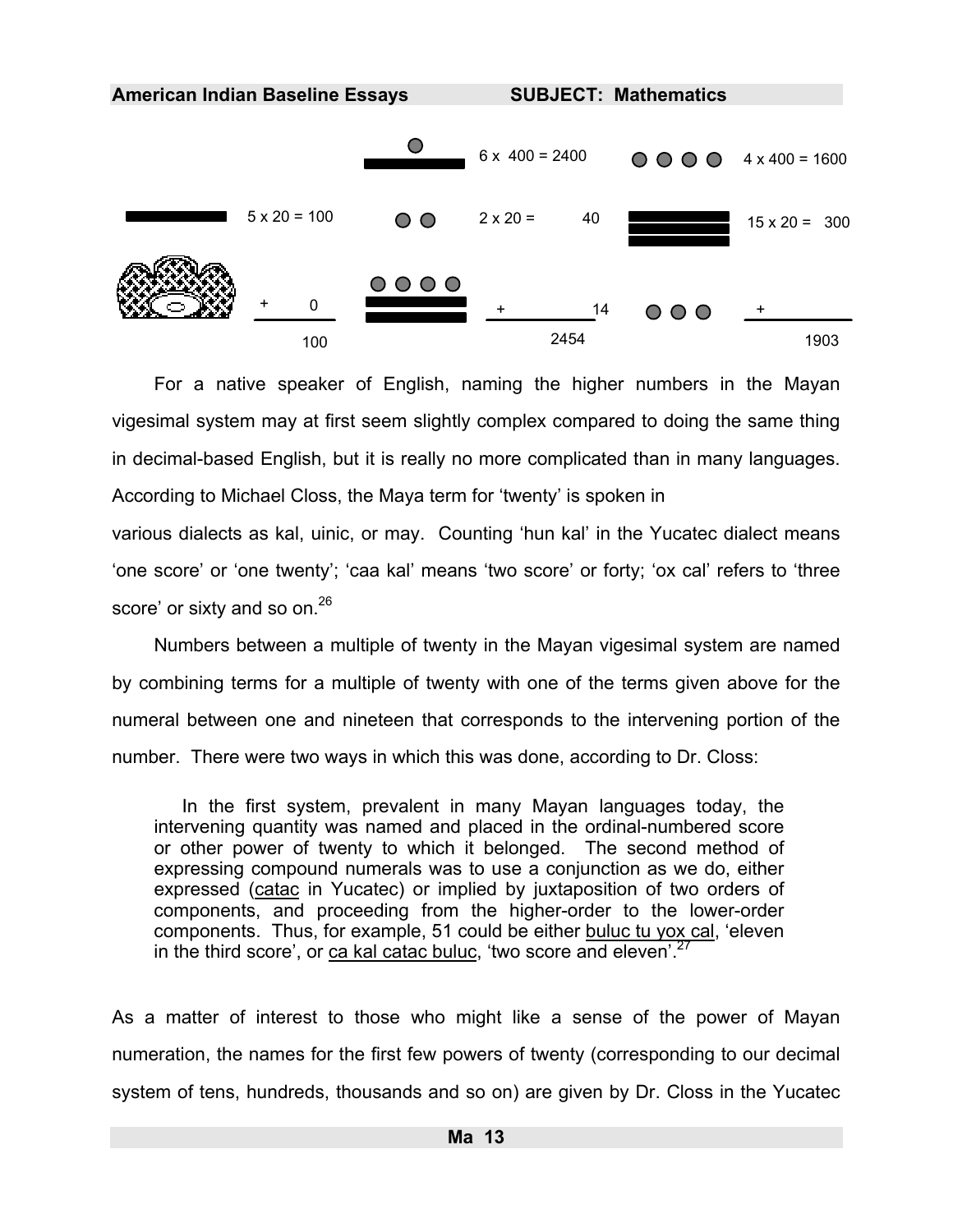| | | | | | |
|---|---|---|---|---|---|
| | | ● (1 dot, 1 bar) | 6 x 400 = 2400 | ●●●● | 4 x 400 = 1600 |
| ▬ | 5 x 20 = 100 | ●● | 2 x 20 = 40 | ▬▬▬ | 15 x 20 = 300 |
| (shell) | + 0 | ●●●● (2 bars) | + 14 | ●●● | + |
| | 100 | | 2454 | | 1903 |

For a native speaker of English, naming the higher numbers in the Mayan vigesimal system may at first seem slightly complex compared to doing the same thing in decimal-based English, but it is really no more complicated than in many languages. According to Michael Closs, the Maya term for 'twenty' is spoken in various dialects as kal, uinic, or may. Counting 'hun kal' in the Yucatec dialect means 'one score' or 'one twenty'; 'caa kal' means 'two score' or forty; 'ox cal' refers to 'three score' or sixty and so on.[26]

Numbers between a multiple of twenty in the Mayan vigesimal system are named by combining terms for a multiple of twenty with one of the terms given above for the numeral between one and nineteen that corresponds to the intervening portion of the number. There were two ways in which this was done, according to Dr. Closs:

> In the first system, prevalent in many Mayan languages today, the intervening quantity was named and placed in the ordinal-numbered score or other power of twenty to which it belonged. The second method of expressing compound numerals was to use a conjunction as we do, either expressed (<u>catac</u> in Yucatec) or implied by juxtaposition of two orders of components, and proceeding from the higher-order to the lower-order components. Thus, for example, 51 could be either <u>buluc tu yox cal</u>, 'eleven in the third score', or <u>ca kal catac buluc</u>, 'two score and eleven'.[27]

As a matter of interest to those who might like a sense of the power of Mayan numeration, the names for the first few powers of twenty (corresponding to our decimal system of tens, hundreds, thousands and so on) are given by Dr. Closs in the Yucatec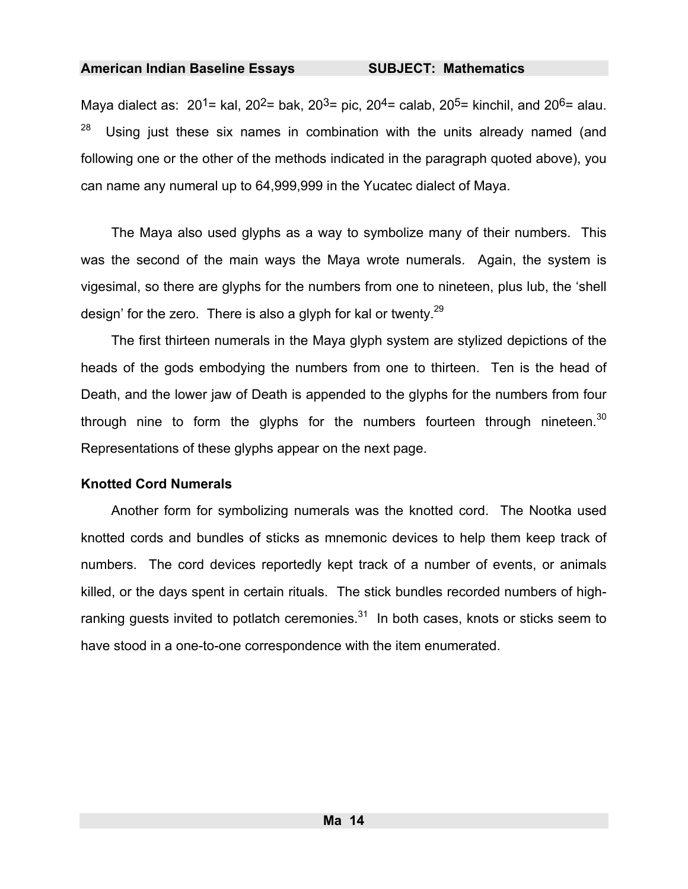Maya dialect as: $20^1$= kal, $20^2$= bak, $20^3$= pic, $20^4$= calab, $20^5$= kinchil, and $20^6$= alau. [28] Using just these six names in combination with the units already named (and following one or the other of the methods indicated in the paragraph quoted above), you can name any numeral up to 64,999,999 in the Yucatec dialect of Maya.

The Maya also used glyphs as a way to symbolize many of their numbers. This was the second of the main ways the Maya wrote numerals. Again, the system is vigesimal, so there are glyphs for the numbers from one to nineteen, plus lub, the 'shell design' for the zero. There is also a glyph for kal or twenty.[29]

The first thirteen numerals in the Maya glyph system are stylized depictions of the heads of the gods embodying the numbers from one to thirteen. Ten is the head of Death, and the lower jaw of Death is appended to the glyphs for the numbers from four through nine to form the glyphs for the numbers fourteen through nineteen.[30] Representations of these glyphs appear on the next page.

**Knotted Cord Numerals**

Another form for symbolizing numerals was the knotted cord. The Nootka used knotted cords and bundles of sticks as mnemonic devices to help them keep track of numbers. The cord devices reportedly kept track of a number of events, or animals killed, or the days spent in certain rituals. The stick bundles recorded numbers of high-ranking guests invited to potlatch ceremonies.[31] In both cases, knots or sticks seem to have stood in a one-to-one correspondence with the item enumerated.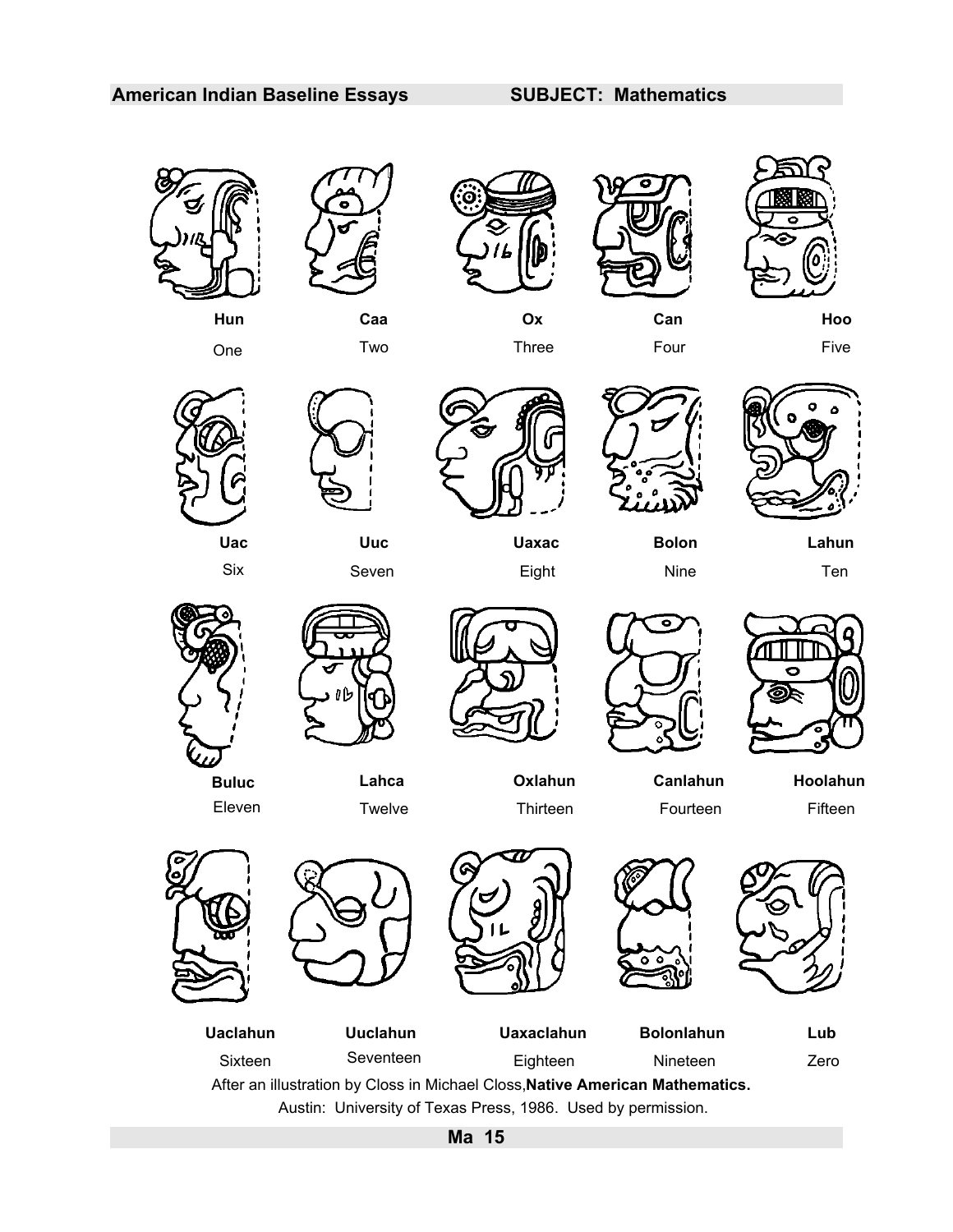Hun
One

Caa
Two

Ox
Three

Can
Four

Hoo
Five

Uac
Six

Uuc
Seven

Uaxac
Eight

Bolon
Nine

Lahun
Ten

Buluc
Eleven

Lahca
Twelve

Oxlahun
Thirteen

Canlahun
Fourteen

Hoolahun
Fifteen

Uaclahun
Sixteen

Uuclahun
Seventeen

Uaxaclahun
Eighteen

Bolonlahun
Nineteen

Lub
Zero

After an illustration by Closs in Michael Closs, **Native American Mathematics.** Austin: University of Texas Press, 1986. Used by permission.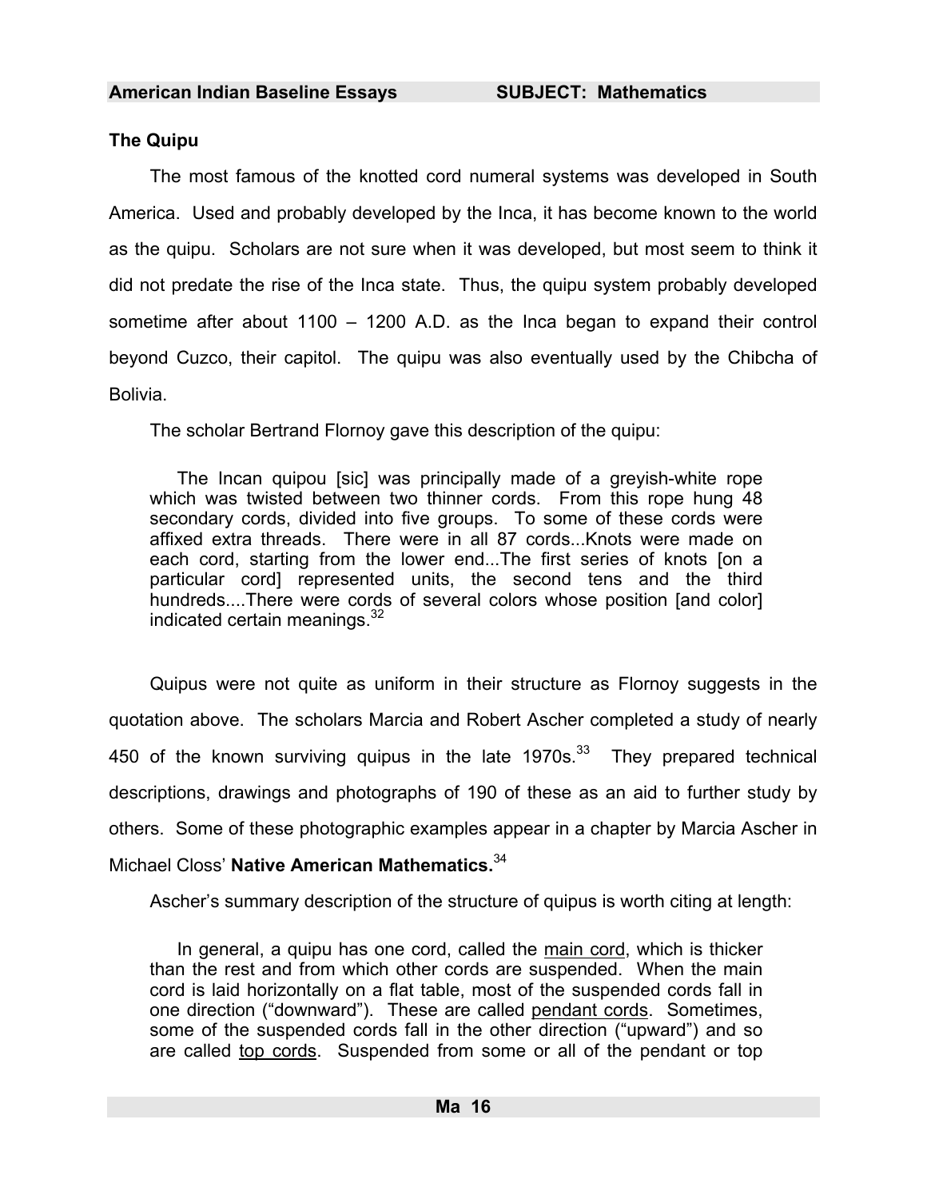## The Quipu

The most famous of the knotted cord numeral systems was developed in South America. Used and probably developed by the Inca, it has become known to the world as the quipu. Scholars are not sure when it was developed, but most seem to think it did not predate the rise of the Inca state. Thus, the quipu system probably developed sometime after about 1100 – 1200 A.D. as the Inca began to expand their control beyond Cuzco, their capitol. The quipu was also eventually used by the Chibcha of Bolivia.

The scholar Bertrand Flornoy gave this description of the quipu:

> The Incan quipou [sic] was principally made of a greyish-white rope which was twisted between two thinner cords. From this rope hung 48 secondary cords, divided into five groups. To some of these cords were affixed extra threads. There were in all 87 cords...Knots were made on each cord, starting from the lower end...The first series of knots [on a particular cord] represented units, the second tens and the third hundreds....There were cords of several colors whose position [and color] indicated certain meanings.[32]

Quipus were not quite as uniform in their structure as Flornoy suggests in the quotation above. The scholars Marcia and Robert Ascher completed a study of nearly 450 of the known surviving quipus in the late 1970s.[33] They prepared technical descriptions, drawings and photographs of 190 of these as an aid to further study by others. Some of these photographic examples appear in a chapter by Marcia Ascher in Michael Closs' **Native American Mathematics.**[34]

Ascher's summary description of the structure of quipus is worth citing at length:

> In general, a quipu has one cord, called the main cord, which is thicker than the rest and from which other cords are suspended. When the main cord is laid horizontally on a flat table, most of the suspended cords fall in one direction ("downward"). These are called pendant cords. Sometimes, some of the suspended cords fall in the other direction ("upward") and so are called top cords. Suspended from some or all of the pendant or top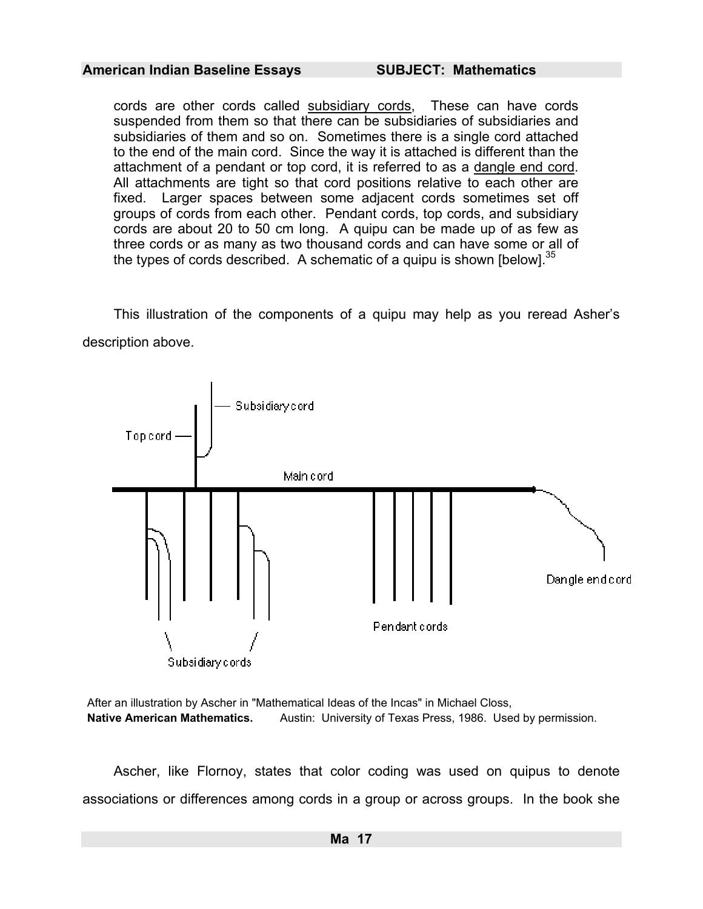cords are other cords called <u>subsidiary cords</u>, These can have cords suspended from them so that there can be subsidiaries of subsidiaries and subsidiaries of them and so on. Sometimes there is a single cord attached to the end of the main cord. Since the way it is attached is different than the attachment of a pendant or top cord, it is referred to as a <u>dangle end cord</u>. All attachments are tight so that cord positions relative to each other are fixed. Larger spaces between some adjacent cords sometimes set off groups of cords from each other. Pendant cords, top cords, and subsidiary cords are about 20 to 50 cm long. A quipu can be made up of as few as three cords or as many as two thousand cords and can have some or all of the types of cords described. A schematic of a quipu is shown [below].[35]

This illustration of the components of a quipu may help as you reread Asher's description above.

Subsidiary cord

Top cord

Main cord

Dangle end cord

Pendant cords

Subsidiary cords

After an illustration by Ascher in "Mathematical Ideas of the Incas" in Michael Closs, **Native American Mathematics.** Austin: University of Texas Press, 1986. Used by permission.

Ascher, like Flornoy, states that color coding was used on quipus to denote associations or differences among cords in a group or across groups. In the book she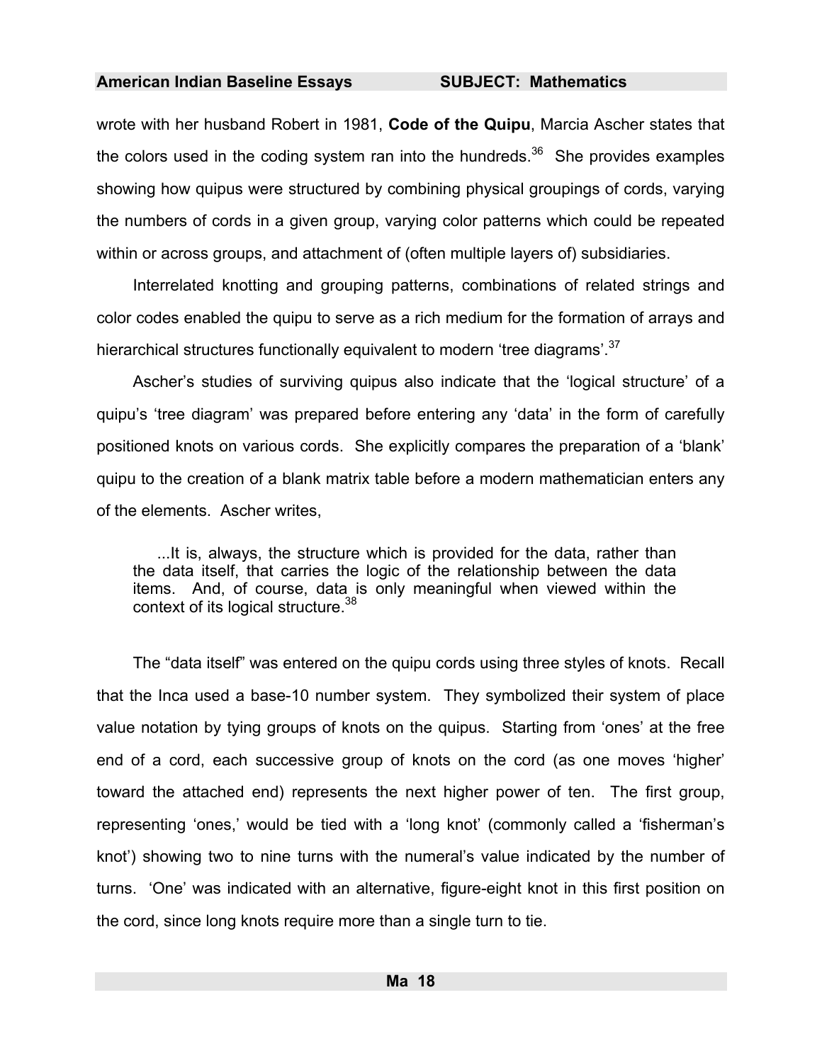wrote with her husband Robert in 1981, **Code of the Quipu**, Marcia Ascher states that the colors used in the coding system ran into the hundreds.[36] She provides examples showing how quipus were structured by combining physical groupings of cords, varying the numbers of cords in a given group, varying color patterns which could be repeated within or across groups, and attachment of (often multiple layers of) subsidiaries.

Interrelated knotting and grouping patterns, combinations of related strings and color codes enabled the quipu to serve as a rich medium for the formation of arrays and hierarchical structures functionally equivalent to modern 'tree diagrams'.[37]

Ascher's studies of surviving quipus also indicate that the 'logical structure' of a quipu's 'tree diagram' was prepared before entering any 'data' in the form of carefully positioned knots on various cords. She explicitly compares the preparation of a 'blank' quipu to the creation of a blank matrix table before a modern mathematician enters any of the elements. Ascher writes,

> ...It is, always, the structure which is provided for the data, rather than the data itself, that carries the logic of the relationship between the data items. And, of course, data is only meaningful when viewed within the context of its logical structure.[38]

The "data itself" was entered on the quipu cords using three styles of knots. Recall that the Inca used a base-10 number system. They symbolized their system of place value notation by tying groups of knots on the quipus. Starting from 'ones' at the free end of a cord, each successive group of knots on the cord (as one moves 'higher' toward the attached end) represents the next higher power of ten. The first group, representing 'ones,' would be tied with a 'long knot' (commonly called a 'fisherman's knot') showing two to nine turns with the numeral's value indicated by the number of turns. 'One' was indicated with an alternative, figure-eight knot in this first position on the cord, since long knots require more than a single turn to tie.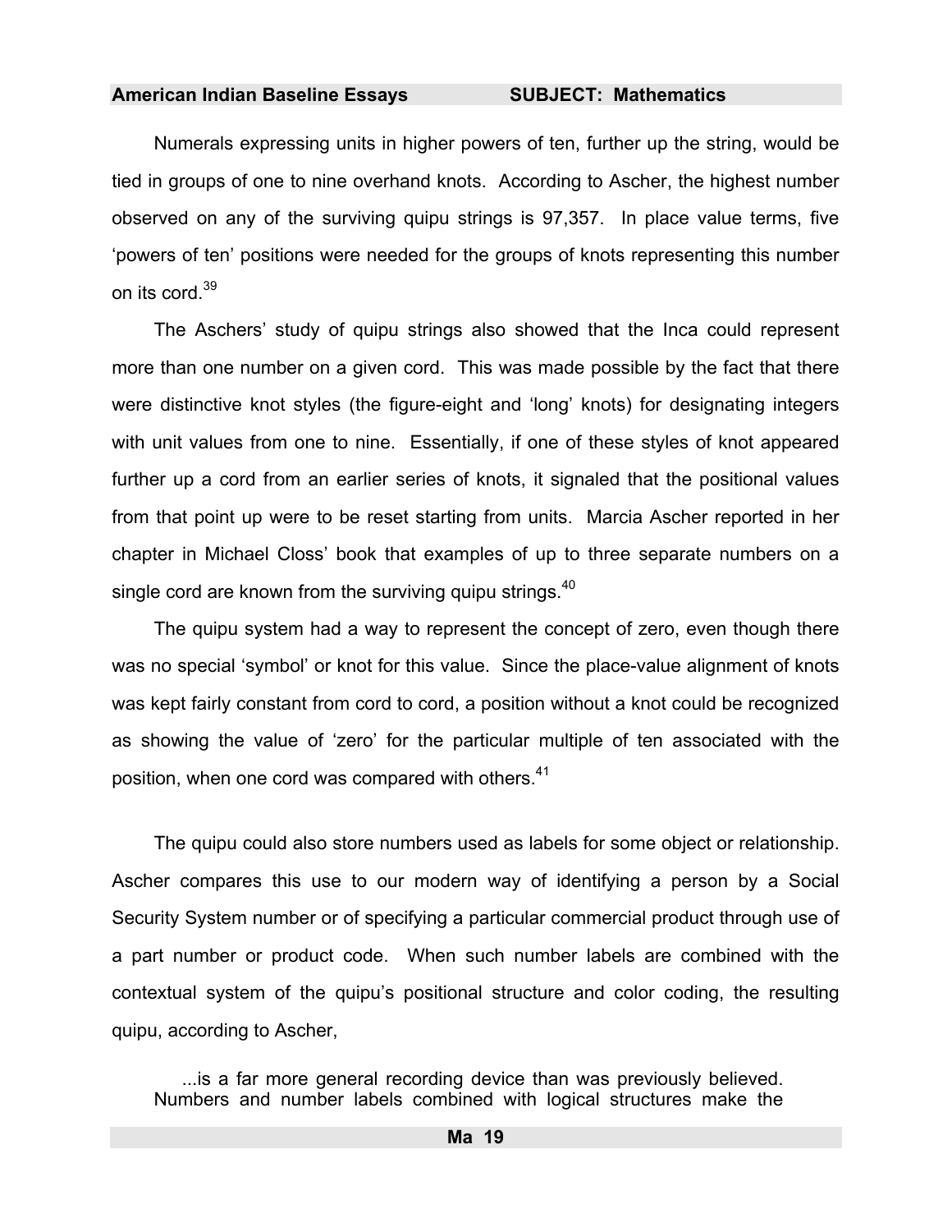Numerals expressing units in higher powers of ten, further up the string, would be tied in groups of one to nine overhand knots. According to Ascher, the highest number observed on any of the surviving quipu strings is 97,357. In place value terms, five 'powers of ten' positions were needed for the groups of knots representing this number on its cord.[39]

The Aschers' study of quipu strings also showed that the Inca could represent more than one number on a given cord. This was made possible by the fact that there were distinctive knot styles (the figure-eight and 'long' knots) for designating integers with unit values from one to nine. Essentially, if one of these styles of knot appeared further up a cord from an earlier series of knots, it signaled that the positional values from that point up were to be reset starting from units. Marcia Ascher reported in her chapter in Michael Closs' book that examples of up to three separate numbers on a single cord are known from the surviving quipu strings.[40]

The quipu system had a way to represent the concept of zero, even though there was no special 'symbol' or knot for this value. Since the place-value alignment of knots was kept fairly constant from cord to cord, a position without a knot could be recognized as showing the value of 'zero' for the particular multiple of ten associated with the position, when one cord was compared with others.[41]

The quipu could also store numbers used as labels for some object or relationship. Ascher compares this use to our modern way of identifying a person by a Social Security System number or of specifying a particular commercial product through use of a part number or product code. When such number labels are combined with the contextual system of the quipu's positional structure and color coding, the resulting quipu, according to Ascher,

> ...is a far more general recording device than was previously believed. Numbers and number labels combined with logical structures make the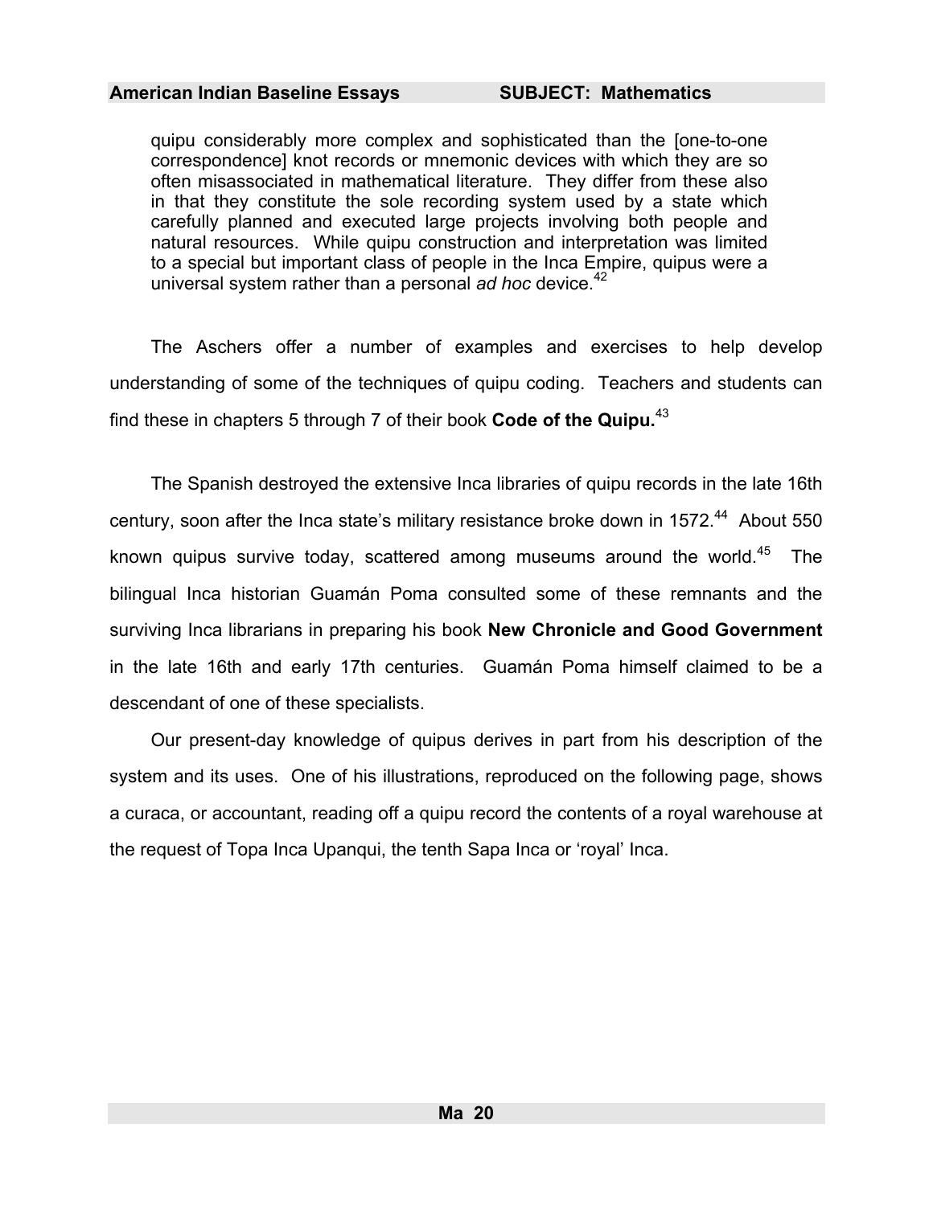> quipu considerably more complex and sophisticated than the [one-to-one correspondence] knot records or mnemonic devices with which they are so often misassociated in mathematical literature. They differ from these also in that they constitute the sole recording system used by a state which carefully planned and executed large projects involving both people and natural resources. While quipu construction and interpretation was limited to a special but important class of people in the Inca Empire, quipus were a universal system rather than a personal *ad hoc* device.[42]

The Aschers offer a number of examples and exercises to help develop understanding of some of the techniques of quipu coding. Teachers and students can find these in chapters 5 through 7 of their book **Code of the Quipu.**[43]

The Spanish destroyed the extensive Inca libraries of quipu records in the late 16th century, soon after the Inca state's military resistance broke down in 1572.[44] About 550 known quipus survive today, scattered among museums around the world.[45] The bilingual Inca historian Guamán Poma consulted some of these remnants and the surviving Inca librarians in preparing his book **New Chronicle and Good Government** in the late 16th and early 17th centuries. Guamán Poma himself claimed to be a descendant of one of these specialists.

Our present-day knowledge of quipus derives in part from his description of the system and its uses. One of his illustrations, reproduced on the following page, shows a curaca, or accountant, reading off a quipu record the contents of a royal warehouse at the request of Topa Inca Upanqui, the tenth Sapa Inca or 'royal' Inca.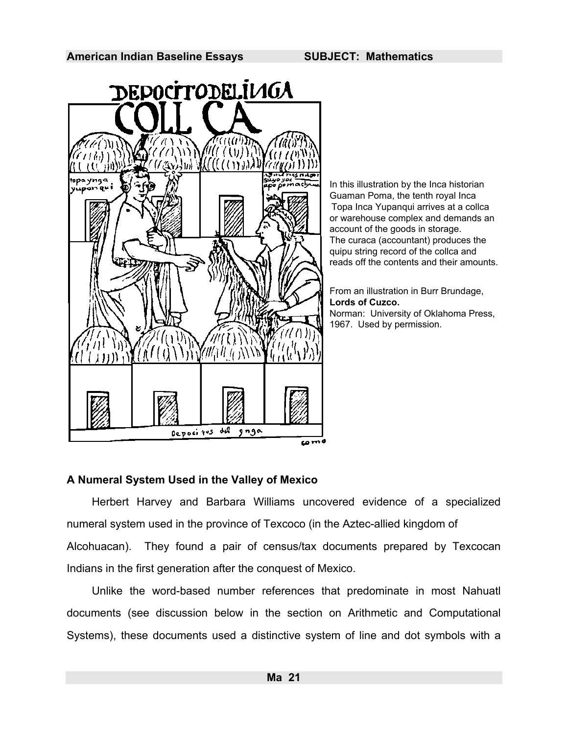In this illustration by the Inca historian Guaman Poma, the tenth royal Inca Topa Inca Yupanqui arrives at a collca or warehouse complex and demands an account of the goods in storage. The curaca (accountant) produces the quipu string record of the collca and reads off the contents and their amounts.

From an illustration in Burr Brundage, **Lords of Cuzco.** Norman: University of Oklahoma Press, 1967. Used by permission.

### A Numeral System Used in the Valley of Mexico

Herbert Harvey and Barbara Williams uncovered evidence of a specialized numeral system used in the province of Texcoco (in the Aztec-allied kingdom of Alcohuacan). They found a pair of census/tax documents prepared by Texcocan Indians in the first generation after the conquest of Mexico.

Unlike the word-based number references that predominate in most Nahuatl documents (see discussion below in the section on Arithmetic and Computational Systems), these documents used a distinctive system of line and dot symbols with a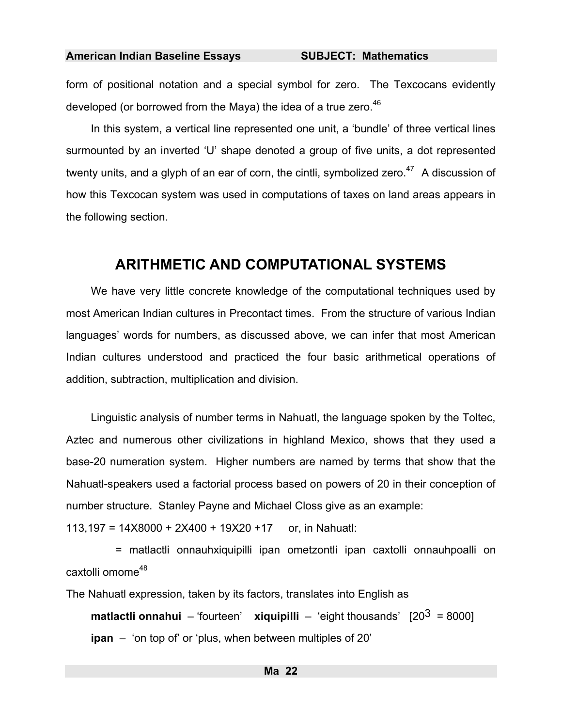form of positional notation and a special symbol for zero. The Texcocans evidently developed (or borrowed from the Maya) the idea of a true zero.[46]

In this system, a vertical line represented one unit, a 'bundle' of three vertical lines surmounted by an inverted 'U' shape denoted a group of five units, a dot represented twenty units, and a glyph of an ear of corn, the cintli, symbolized zero.[47] A discussion of how this Texcocan system was used in computations of taxes on land areas appears in the following section.

## ARITHMETIC AND COMPUTATIONAL SYSTEMS

We have very little concrete knowledge of the computational techniques used by most American Indian cultures in Precontact times. From the structure of various Indian languages' words for numbers, as discussed above, we can infer that most American Indian cultures understood and practiced the four basic arithmetical operations of addition, subtraction, multiplication and division.

Linguistic analysis of number terms in Nahuatl, the language spoken by the Toltec, Aztec and numerous other civilizations in highland Mexico, shows that they used a base-20 numeration system. Higher numbers are named by terms that show that the Nahuatl-speakers used a factorial process based on powers of 20 in their conception of number structure. Stanley Payne and Michael Closs give as an example:

113,197 = 14X8000 + 2X400 + 19X20 +17 or, in Nahuatl:

= matlactli onnauhxiquipilli ipan ometzontli ipan caxtolli onnauhpoalli on caxtolli omome[48]

The Nahuatl expression, taken by its factors, translates into English as

**matlactli onnahui** – 'fourteen' **xiquipilli** – 'eight thousands' [$20^3$ = 8000]

**ipan** – 'on top of' or 'plus, when between multiples of 20'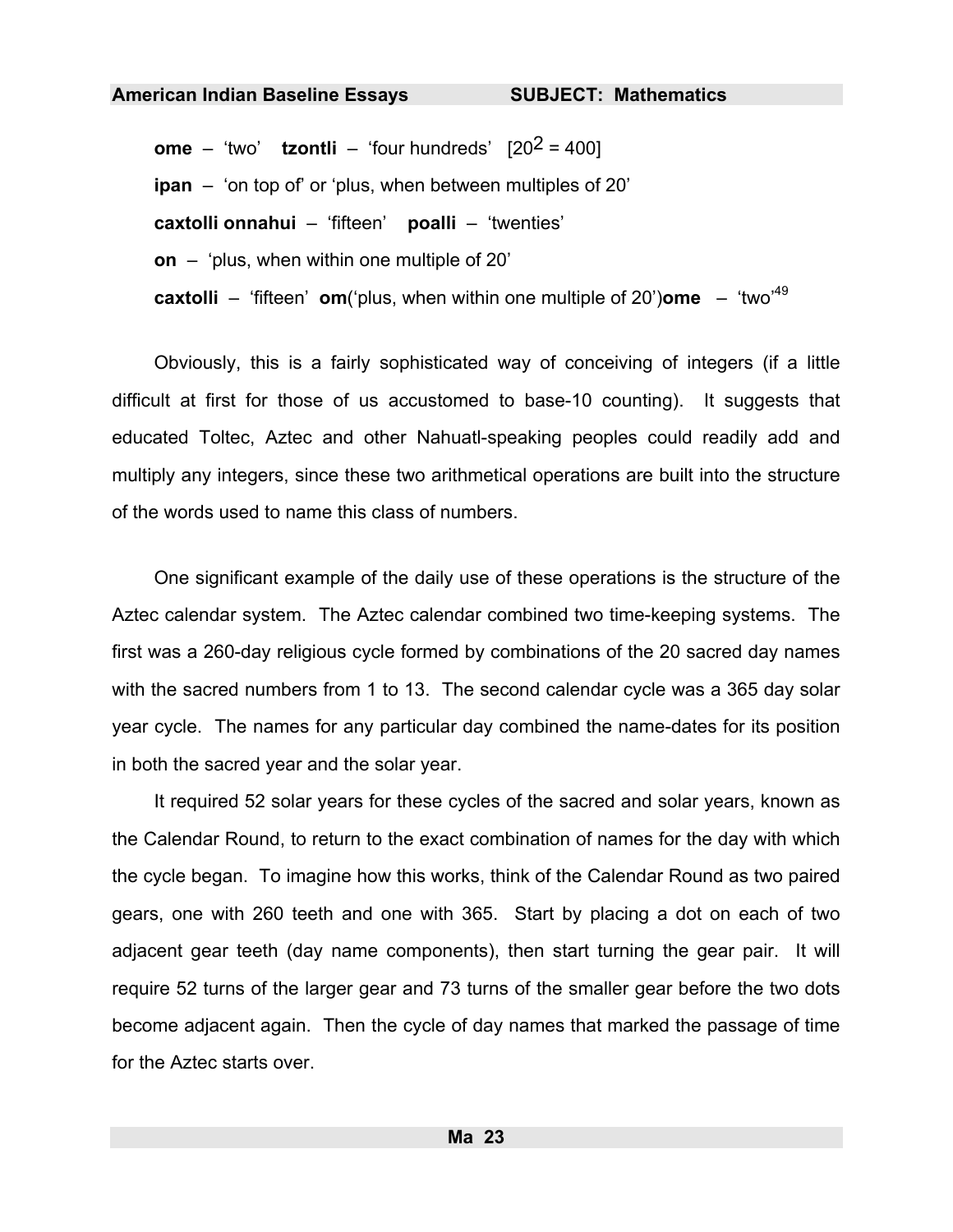**ome** – 'two' **tzontli** – 'four hundreds' [$20^2 = 400$]

**ipan** – 'on top of' or 'plus, when between multiples of 20'

**caxtolli onnahui** – 'fifteen' **poalli** – 'twenties'

**on** – 'plus, when within one multiple of 20'

**caxtolli** – 'fifteen' **om**('plus, when within one multiple of 20')**ome** – 'two'[49]

Obviously, this is a fairly sophisticated way of conceiving of integers (if a little difficult at first for those of us accustomed to base-10 counting). It suggests that educated Toltec, Aztec and other Nahuatl-speaking peoples could readily add and multiply any integers, since these two arithmetical operations are built into the structure of the words used to name this class of numbers.

One significant example of the daily use of these operations is the structure of the Aztec calendar system. The Aztec calendar combined two time-keeping systems. The first was a 260-day religious cycle formed by combinations of the 20 sacred day names with the sacred numbers from 1 to 13. The second calendar cycle was a 365 day solar year cycle. The names for any particular day combined the name-dates for its position in both the sacred year and the solar year.

It required 52 solar years for these cycles of the sacred and solar years, known as the Calendar Round, to return to the exact combination of names for the day with which the cycle began. To imagine how this works, think of the Calendar Round as two paired gears, one with 260 teeth and one with 365. Start by placing a dot on each of two adjacent gear teeth (day name components), then start turning the gear pair. It will require 52 turns of the larger gear and 73 turns of the smaller gear before the two dots become adjacent again. Then the cycle of day names that marked the passage of time for the Aztec starts over.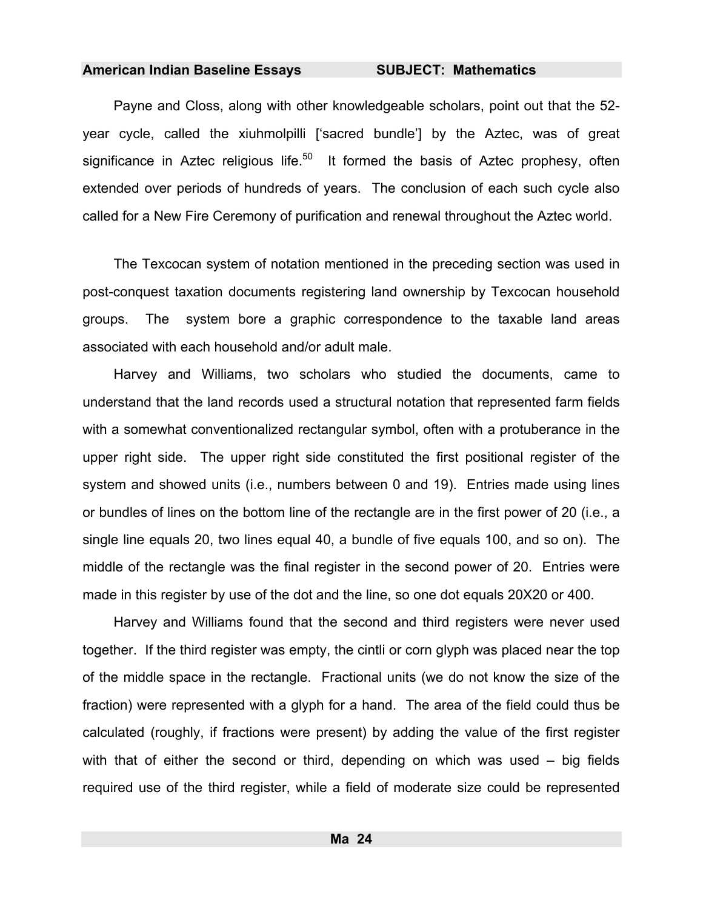Payne and Closs, along with other knowledgeable scholars, point out that the 52-year cycle, called the xiuhmolpilli ['sacred bundle'] by the Aztec, was of great significance in Aztec religious life.[50] It formed the basis of Aztec prophesy, often extended over periods of hundreds of years. The conclusion of each such cycle also called for a New Fire Ceremony of purification and renewal throughout the Aztec world.

The Texcocan system of notation mentioned in the preceding section was used in post-conquest taxation documents registering land ownership by Texcocan household groups. The system bore a graphic correspondence to the taxable land areas associated with each household and/or adult male.

Harvey and Williams, two scholars who studied the documents, came to understand that the land records used a structural notation that represented farm fields with a somewhat conventionalized rectangular symbol, often with a protuberance in the upper right side. The upper right side constituted the first positional register of the system and showed units (i.e., numbers between 0 and 19). Entries made using lines or bundles of lines on the bottom line of the rectangle are in the first power of 20 (i.e., a single line equals 20, two lines equal 40, a bundle of five equals 100, and so on). The middle of the rectangle was the final register in the second power of 20. Entries were made in this register by use of the dot and the line, so one dot equals 20X20 or 400.

Harvey and Williams found that the second and third registers were never used together. If the third register was empty, the cintli or corn glyph was placed near the top of the middle space in the rectangle. Fractional units (we do not know the size of the fraction) were represented with a glyph for a hand. The area of the field could thus be calculated (roughly, if fractions were present) by adding the value of the first register with that of either the second or third, depending on which was used – big fields required use of the third register, while a field of moderate size could be represented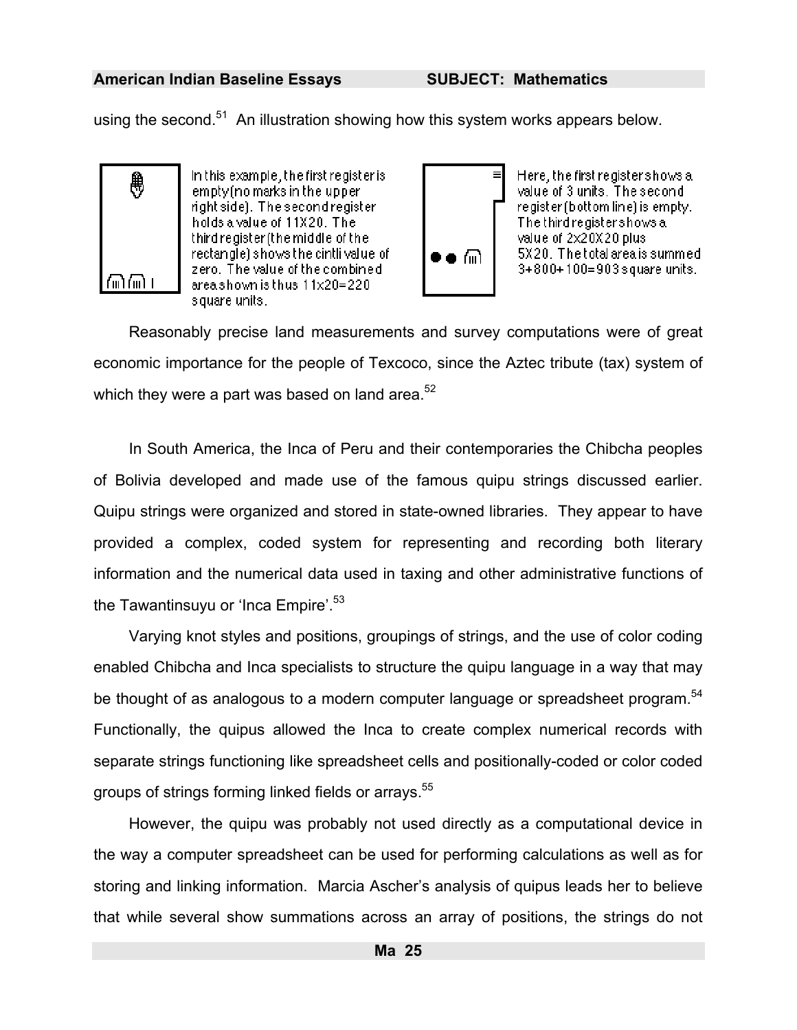using the second.[51] An illustration showing how this system works appears below.

In this example, the first register is empty (no marks in the upper right side). The second register holds a value of 11X20. The third register (the middle of the rectangle) shows the cintli value of zero. The value of the combined area shown is thus 11x20=220 square units.

Here, the first register shows a value of 3 units. The second register (bottom line) is empty. The third register shows a value of 2x20X20 plus 5X20. The total area is summed 3+800+100=903 square units.

Reasonably precise land measurements and survey computations were of great economic importance for the people of Texcoco, since the Aztec tribute (tax) system of which they were a part was based on land area.[52]

In South America, the Inca of Peru and their contemporaries the Chibcha peoples of Bolivia developed and made use of the famous quipu strings discussed earlier. Quipu strings were organized and stored in state-owned libraries. They appear to have provided a complex, coded system for representing and recording both literary information and the numerical data used in taxing and other administrative functions of the Tawantinsuyu or 'Inca Empire'.[53]

Varying knot styles and positions, groupings of strings, and the use of color coding enabled Chibcha and Inca specialists to structure the quipu language in a way that may be thought of as analogous to a modern computer language or spreadsheet program.[54] Functionally, the quipus allowed the Inca to create complex numerical records with separate strings functioning like spreadsheet cells and positionally-coded or color coded groups of strings forming linked fields or arrays.[55]

However, the quipu was probably not used directly as a computational device in the way a computer spreadsheet can be used for performing calculations as well as for storing and linking information. Marcia Ascher's analysis of quipus leads her to believe that while several show summations across an array of positions, the strings do not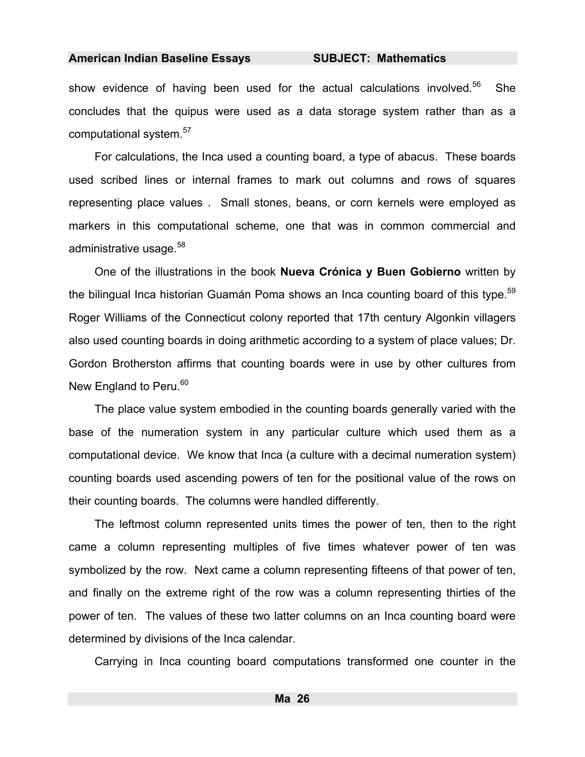show evidence of having been used for the actual calculations involved.[56] She concludes that the quipus were used as a data storage system rather than as a computational system.[57]

For calculations, the Inca used a counting board, a type of abacus. These boards used scribed lines or internal frames to mark out columns and rows of squares representing place values . Small stones, beans, or corn kernels were employed as markers in this computational scheme, one that was in common commercial and administrative usage.[58]

One of the illustrations in the book **Nueva Crónica y Buen Gobierno** written by the bilingual Inca historian Guamán Poma shows an Inca counting board of this type.[59] Roger Williams of the Connecticut colony reported that 17th century Algonkin villagers also used counting boards in doing arithmetic according to a system of place values; Dr. Gordon Brotherston affirms that counting boards were in use by other cultures from New England to Peru.[60]

The place value system embodied in the counting boards generally varied with the base of the numeration system in any particular culture which used them as a computational device. We know that Inca (a culture with a decimal numeration system) counting boards used ascending powers of ten for the positional value of the rows on their counting boards. The columns were handled differently.

The leftmost column represented units times the power of ten, then to the right came a column representing multiples of five times whatever power of ten was symbolized by the row. Next came a column representing fifteens of that power of ten, and finally on the extreme right of the row was a column representing thirties of the power of ten. The values of these two latter columns on an Inca counting board were determined by divisions of the Inca calendar.

Carrying in Inca counting board computations transformed one counter in the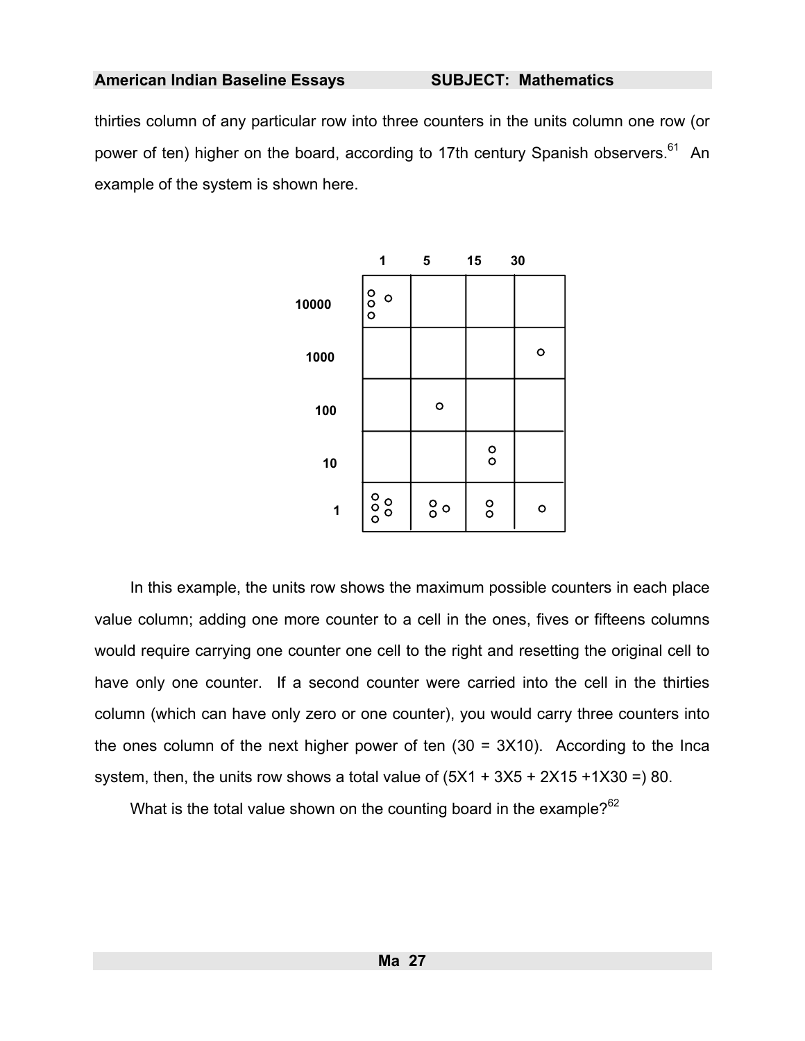thirties column of any particular row into three counters in the units column one row (or power of ten) higher on the board, according to 17th century Spanish observers.[61] An example of the system is shown here.

1 5 15 30

10000

1000

100

10

1

In this example, the units row shows the maximum possible counters in each place value column; adding one more counter to a cell in the ones, fives or fifteens columns would require carrying one counter one cell to the right and resetting the original cell to have only one counter. If a second counter were carried into the cell in the thirties column (which can have only zero or one counter), you would carry three counters into the ones column of the next higher power of ten (30 = 3X10). According to the Inca system, then, the units row shows a total value of (5X1 + 3X5 + 2X15 +1X30 =) 80.

What is the total value shown on the counting board in the example?[62]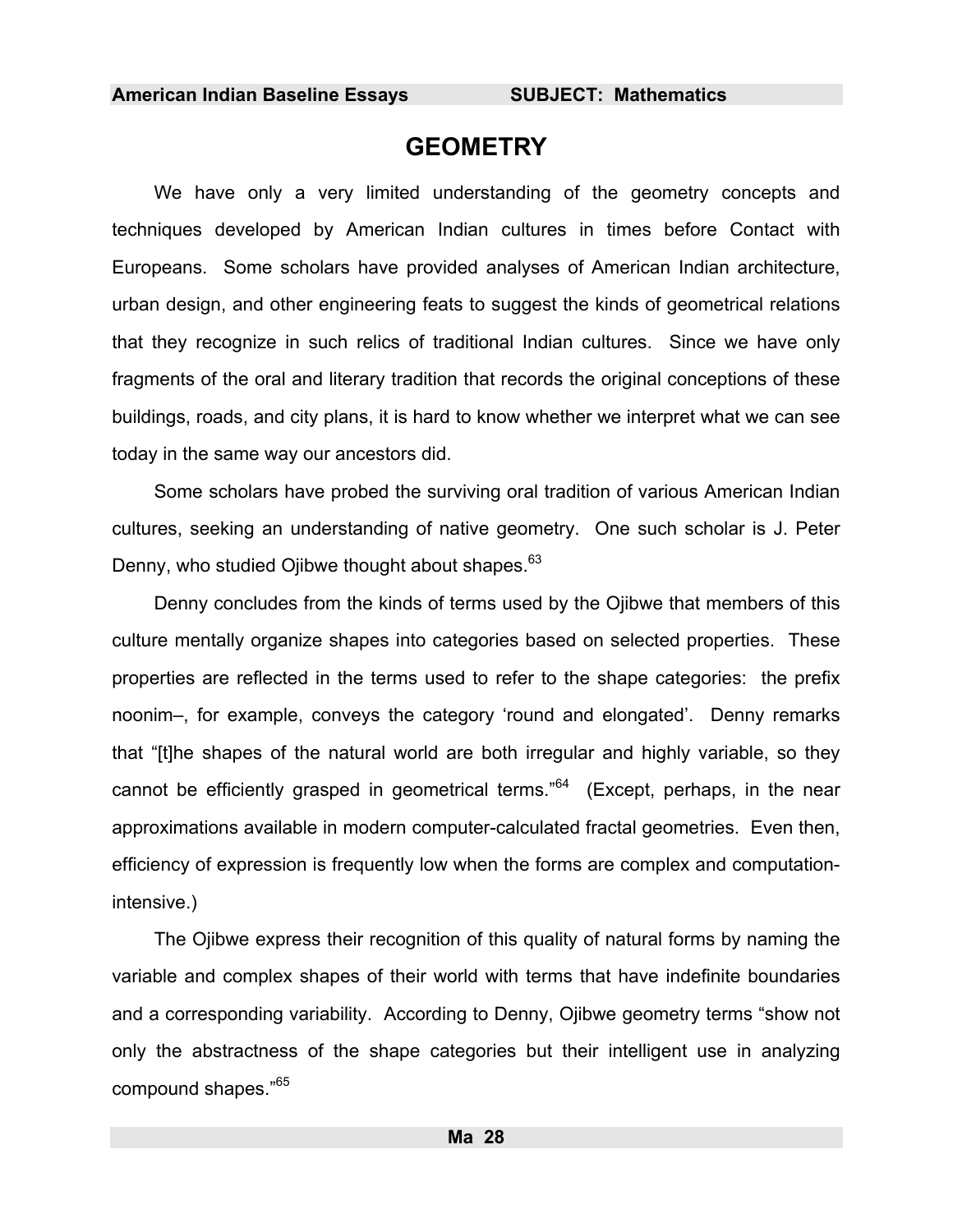# GEOMETRY

We have only a very limited understanding of the geometry concepts and techniques developed by American Indian cultures in times before Contact with Europeans. Some scholars have provided analyses of American Indian architecture, urban design, and other engineering feats to suggest the kinds of geometrical relations that they recognize in such relics of traditional Indian cultures. Since we have only fragments of the oral and literary tradition that records the original conceptions of these buildings, roads, and city plans, it is hard to know whether we interpret what we can see today in the same way our ancestors did.

Some scholars have probed the surviving oral tradition of various American Indian cultures, seeking an understanding of native geometry. One such scholar is J. Peter Denny, who studied Ojibwe thought about shapes.[63]

Denny concludes from the kinds of terms used by the Ojibwe that members of this culture mentally organize shapes into categories based on selected properties. These properties are reflected in the terms used to refer to the shape categories: the prefix noonim–, for example, conveys the category 'round and elongated'. Denny remarks that "[t]he shapes of the natural world are both irregular and highly variable, so they cannot be efficiently grasped in geometrical terms."[64] (Except, perhaps, in the near approximations available in modern computer-calculated fractal geometries. Even then, efficiency of expression is frequently low when the forms are complex and computation-intensive.)

The Ojibwe express their recognition of this quality of natural forms by naming the variable and complex shapes of their world with terms that have indefinite boundaries and a corresponding variability. According to Denny, Ojibwe geometry terms "show not only the abstractness of the shape categories but their intelligent use in analyzing compound shapes."[65]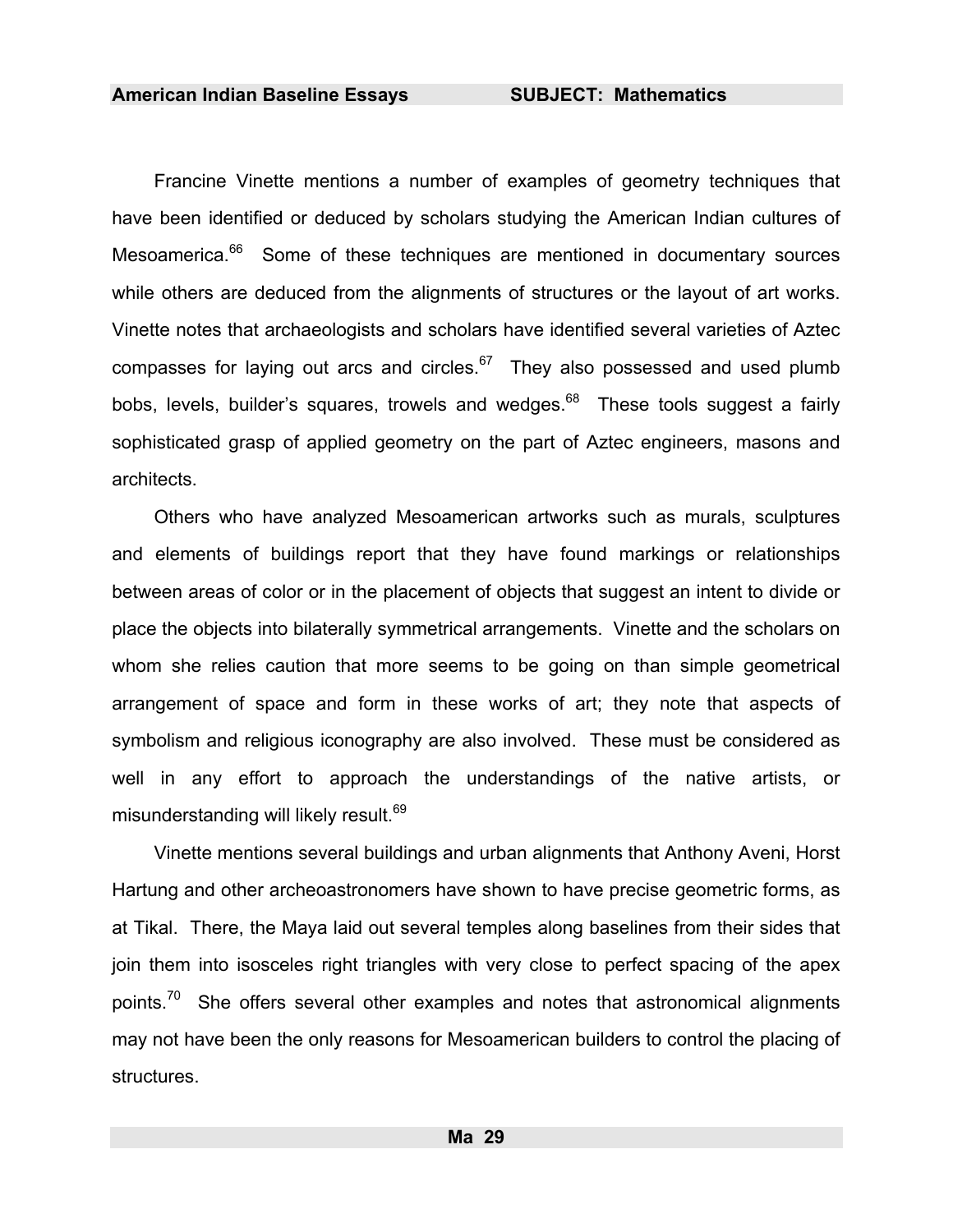Francine Vinette mentions a number of examples of geometry techniques that have been identified or deduced by scholars studying the American Indian cultures of Mesoamerica.[66] Some of these techniques are mentioned in documentary sources while others are deduced from the alignments of structures or the layout of art works. Vinette notes that archaeologists and scholars have identified several varieties of Aztec compasses for laying out arcs and circles.[67] They also possessed and used plumb bobs, levels, builder's squares, trowels and wedges.[68] These tools suggest a fairly sophisticated grasp of applied geometry on the part of Aztec engineers, masons and architects.

Others who have analyzed Mesoamerican artworks such as murals, sculptures and elements of buildings report that they have found markings or relationships between areas of color or in the placement of objects that suggest an intent to divide or place the objects into bilaterally symmetrical arrangements. Vinette and the scholars on whom she relies caution that more seems to be going on than simple geometrical arrangement of space and form in these works of art; they note that aspects of symbolism and religious iconography are also involved. These must be considered as well in any effort to approach the understandings of the native artists, or misunderstanding will likely result.[69]

Vinette mentions several buildings and urban alignments that Anthony Aveni, Horst Hartung and other archeoastronomers have shown to have precise geometric forms, as at Tikal. There, the Maya laid out several temples along baselines from their sides that join them into isosceles right triangles with very close to perfect spacing of the apex points.[70] She offers several other examples and notes that astronomical alignments may not have been the only reasons for Mesoamerican builders to control the placing of structures.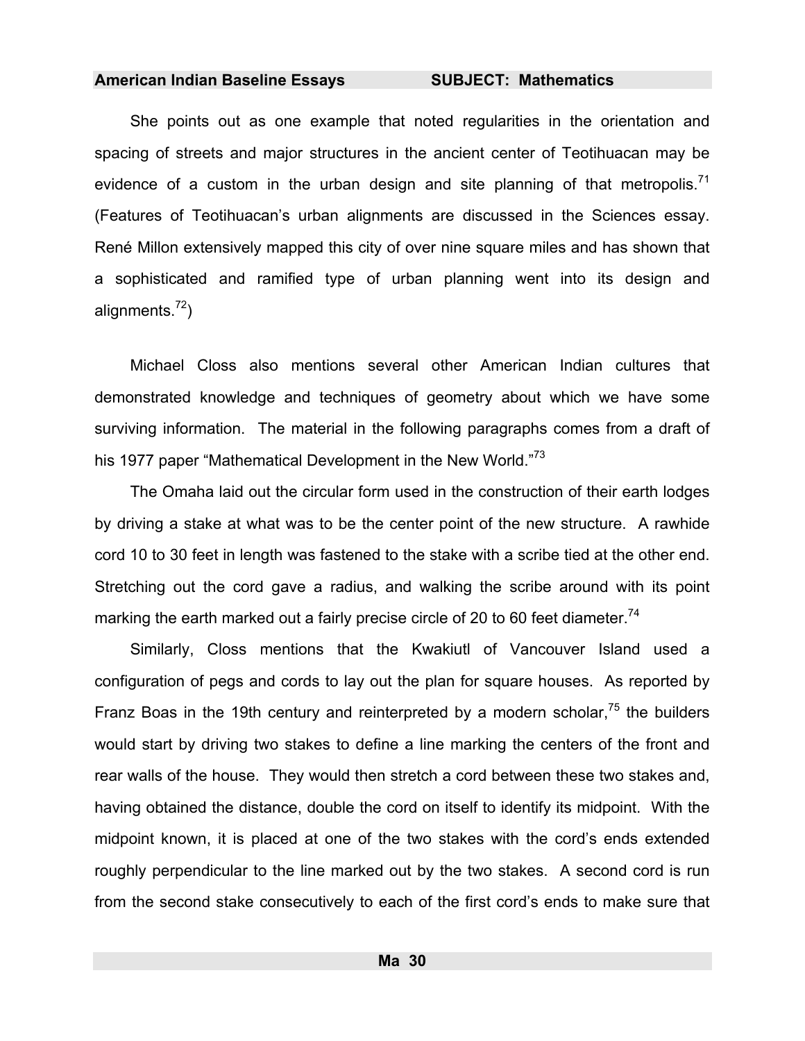She points out as one example that noted regularities in the orientation and spacing of streets and major structures in the ancient center of Teotihuacan may be evidence of a custom in the urban design and site planning of that metropolis.[71] (Features of Teotihuacan's urban alignments are discussed in the Sciences essay. René Millon extensively mapped this city of over nine square miles and has shown that a sophisticated and ramified type of urban planning went into its design and alignments.[72])

Michael Closs also mentions several other American Indian cultures that demonstrated knowledge and techniques of geometry about which we have some surviving information. The material in the following paragraphs comes from a draft of his 1977 paper "Mathematical Development in the New World."[73]

The Omaha laid out the circular form used in the construction of their earth lodges by driving a stake at what was to be the center point of the new structure. A rawhide cord 10 to 30 feet in length was fastened to the stake with a scribe tied at the other end. Stretching out the cord gave a radius, and walking the scribe around with its point marking the earth marked out a fairly precise circle of 20 to 60 feet diameter.[74]

Similarly, Closs mentions that the Kwakiutl of Vancouver Island used a configuration of pegs and cords to lay out the plan for square houses. As reported by Franz Boas in the 19th century and reinterpreted by a modern scholar,[75] the builders would start by driving two stakes to define a line marking the centers of the front and rear walls of the house. They would then stretch a cord between these two stakes and, having obtained the distance, double the cord on itself to identify its midpoint. With the midpoint known, it is placed at one of the two stakes with the cord's ends extended roughly perpendicular to the line marked out by the two stakes. A second cord is run from the second stake consecutively to each of the first cord's ends to make sure that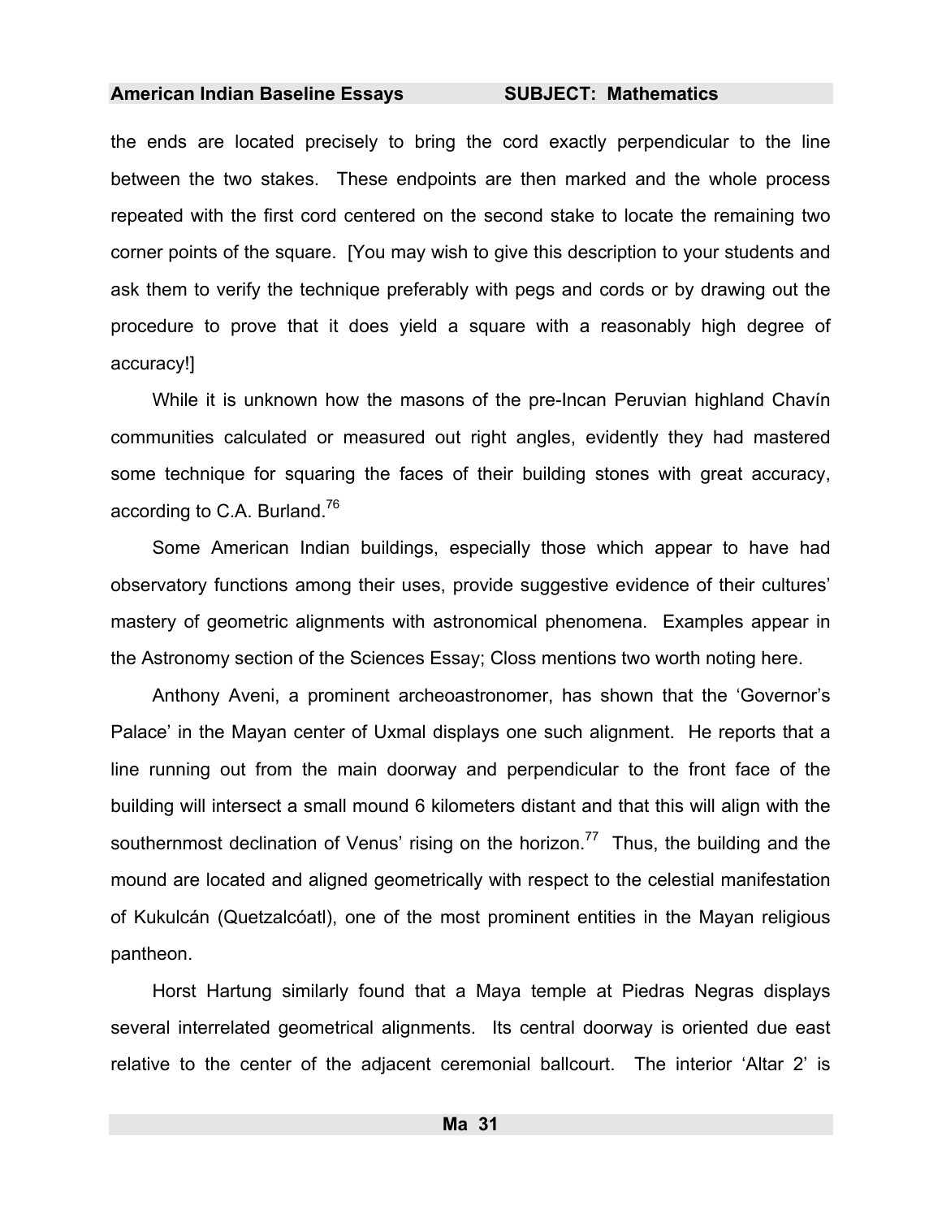the ends are located precisely to bring the cord exactly perpendicular to the line between the two stakes. These endpoints are then marked and the whole process repeated with the first cord centered on the second stake to locate the remaining two corner points of the square. [You may wish to give this description to your students and ask them to verify the technique preferably with pegs and cords or by drawing out the procedure to prove that it does yield a square with a reasonably high degree of accuracy!]

While it is unknown how the masons of the pre-Incan Peruvian highland Chavín communities calculated or measured out right angles, evidently they had mastered some technique for squaring the faces of their building stones with great accuracy, according to C.A. Burland.[76]

Some American Indian buildings, especially those which appear to have had observatory functions among their uses, provide suggestive evidence of their cultures' mastery of geometric alignments with astronomical phenomena. Examples appear in the Astronomy section of the Sciences Essay; Closs mentions two worth noting here.

Anthony Aveni, a prominent archeoastronomer, has shown that the 'Governor's Palace' in the Mayan center of Uxmal displays one such alignment. He reports that a line running out from the main doorway and perpendicular to the front face of the building will intersect a small mound 6 kilometers distant and that this will align with the southernmost declination of Venus' rising on the horizon.[77] Thus, the building and the mound are located and aligned geometrically with respect to the celestial manifestation of Kukulcán (Quetzalcóatl), one of the most prominent entities in the Mayan religious pantheon.

Horst Hartung similarly found that a Maya temple at Piedras Negras displays several interrelated geometrical alignments. Its central doorway is oriented due east relative to the center of the adjacent ceremonial ballcourt. The interior 'Altar 2' is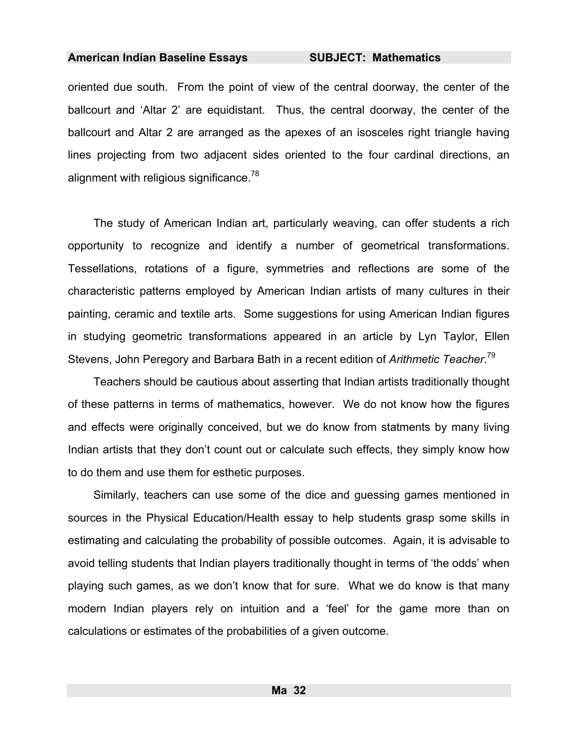oriented due south. From the point of view of the central doorway, the center of the ballcourt and 'Altar 2' are equidistant. Thus, the central doorway, the center of the ballcourt and Altar 2 are arranged as the apexes of an isosceles right triangle having lines projecting from two adjacent sides oriented to the four cardinal directions, an alignment with religious significance.[78]

The study of American Indian art, particularly weaving, can offer students a rich opportunity to recognize and identify a number of geometrical transformations. Tessellations, rotations of a figure, symmetries and reflections are some of the characteristic patterns employed by American Indian artists of many cultures in their painting, ceramic and textile arts. Some suggestions for using American Indian figures in studying geometric transformations appeared in an article by Lyn Taylor, Ellen Stevens, John Peregory and Barbara Bath in a recent edition of *Arithmetic Teacher*.[79]

Teachers should be cautious about asserting that Indian artists traditionally thought of these patterns in terms of mathematics, however. We do not know how the figures and effects were originally conceived, but we do know from statments by many living Indian artists that they don't count out or calculate such effects, they simply know how to do them and use them for esthetic purposes.

Similarly, teachers can use some of the dice and guessing games mentioned in sources in the Physical Education/Health essay to help students grasp some skills in estimating and calculating the probability of possible outcomes. Again, it is advisable to avoid telling students that Indian players traditionally thought in terms of 'the odds' when playing such games, as we don't know that for sure. What we do know is that many modern Indian players rely on intuition and a 'feel' for the game more than on calculations or estimates of the probabilities of a given outcome.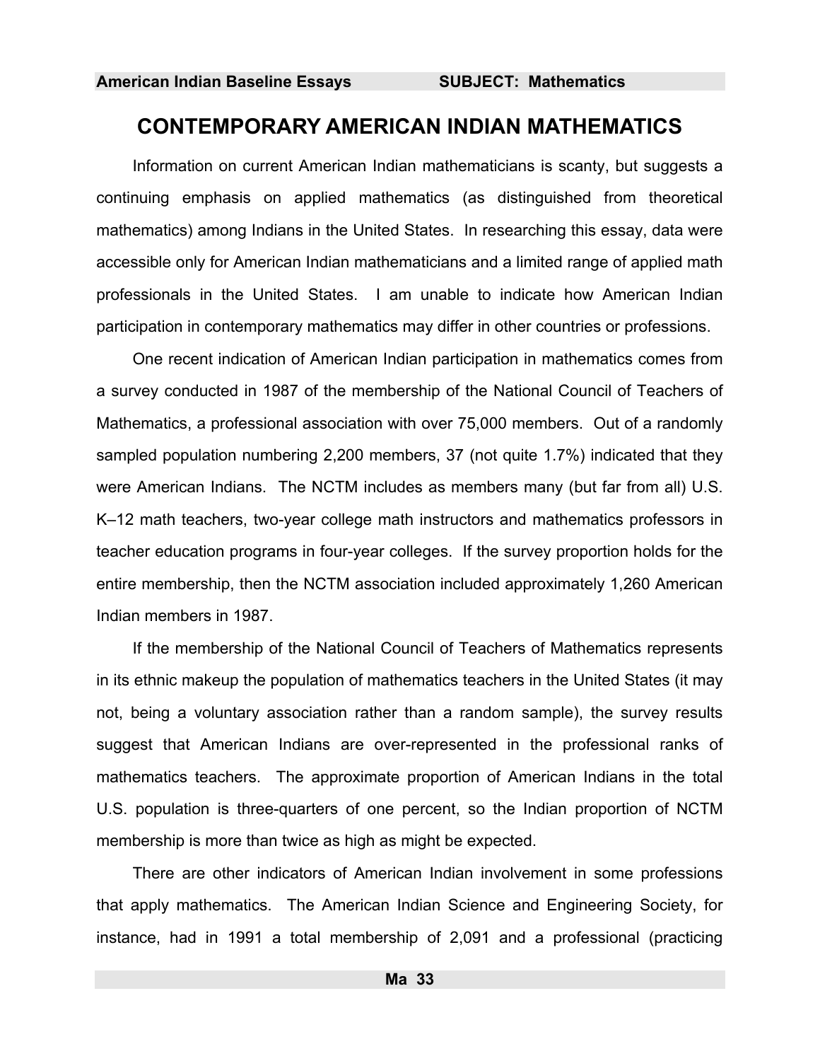# CONTEMPORARY AMERICAN INDIAN MATHEMATICS

Information on current American Indian mathematicians is scanty, but suggests a continuing emphasis on applied mathematics (as distinguished from theoretical mathematics) among Indians in the United States. In researching this essay, data were accessible only for American Indian mathematicians and a limited range of applied math professionals in the United States. I am unable to indicate how American Indian participation in contemporary mathematics may differ in other countries or professions.

One recent indication of American Indian participation in mathematics comes from a survey conducted in 1987 of the membership of the National Council of Teachers of Mathematics, a professional association with over 75,000 members. Out of a randomly sampled population numbering 2,200 members, 37 (not quite 1.7%) indicated that they were American Indians. The NCTM includes as members many (but far from all) U.S. K–12 math teachers, two-year college math instructors and mathematics professors in teacher education programs in four-year colleges. If the survey proportion holds for the entire membership, then the NCTM association included approximately 1,260 American Indian members in 1987.

If the membership of the National Council of Teachers of Mathematics represents in its ethnic makeup the population of mathematics teachers in the United States (it may not, being a voluntary association rather than a random sample), the survey results suggest that American Indians are over-represented in the professional ranks of mathematics teachers. The approximate proportion of American Indians in the total U.S. population is three-quarters of one percent, so the Indian proportion of NCTM membership is more than twice as high as might be expected.

There are other indicators of American Indian involvement in some professions that apply mathematics. The American Indian Science and Engineering Society, for instance, had in 1991 a total membership of 2,091 and a professional (practicing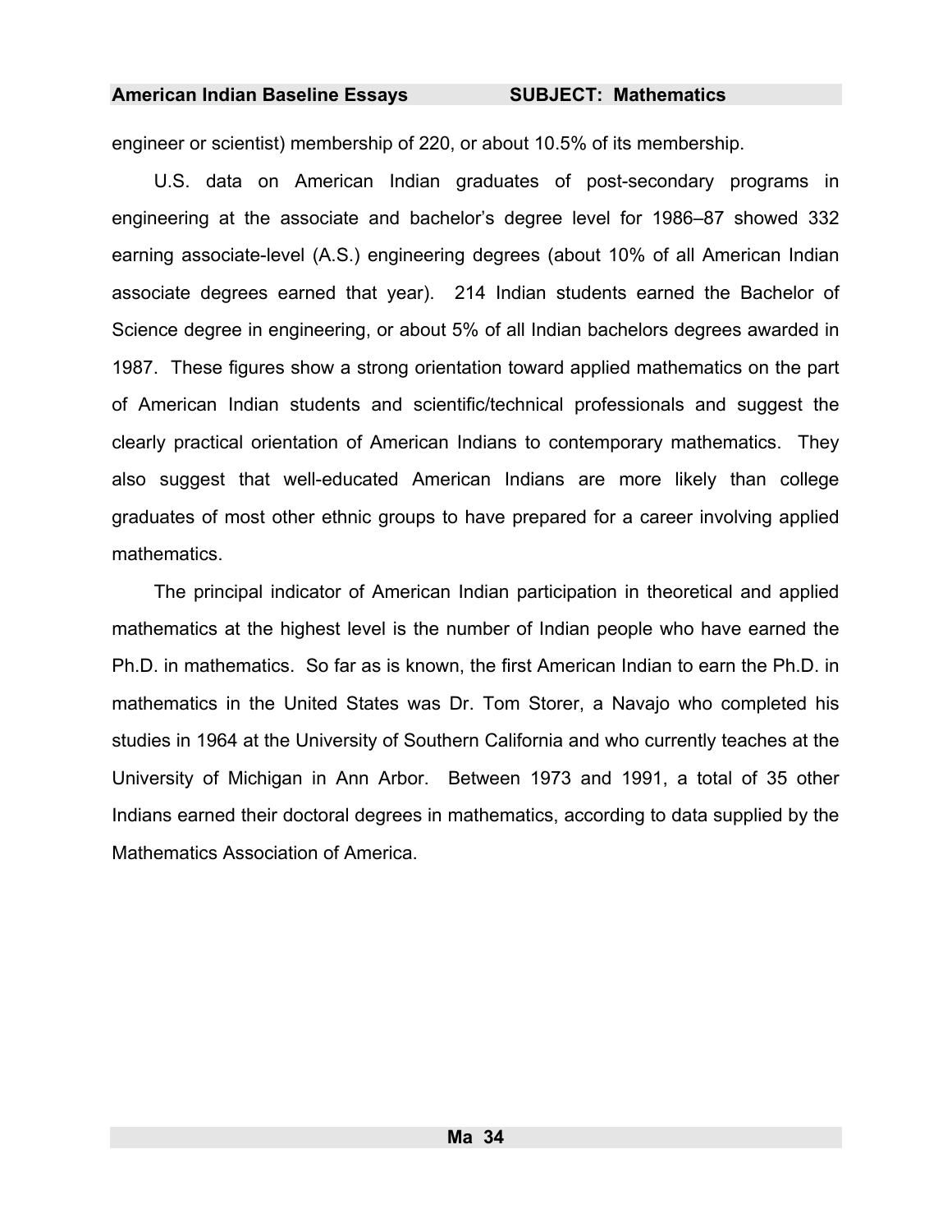engineer or scientist) membership of 220, or about 10.5% of its membership.

U.S. data on American Indian graduates of post-secondary programs in engineering at the associate and bachelor's degree level for 1986–87 showed 332 earning associate-level (A.S.) engineering degrees (about 10% of all American Indian associate degrees earned that year). 214 Indian students earned the Bachelor of Science degree in engineering, or about 5% of all Indian bachelors degrees awarded in 1987. These figures show a strong orientation toward applied mathematics on the part of American Indian students and scientific/technical professionals and suggest the clearly practical orientation of American Indians to contemporary mathematics. They also suggest that well-educated American Indians are more likely than college graduates of most other ethnic groups to have prepared for a career involving applied mathematics.

The principal indicator of American Indian participation in theoretical and applied mathematics at the highest level is the number of Indian people who have earned the Ph.D. in mathematics. So far as is known, the first American Indian to earn the Ph.D. in mathematics in the United States was Dr. Tom Storer, a Navajo who completed his studies in 1964 at the University of Southern California and who currently teaches at the University of Michigan in Ann Arbor. Between 1973 and 1991, a total of 35 other Indians earned their doctoral degrees in mathematics, according to data supplied by the Mathematics Association of America.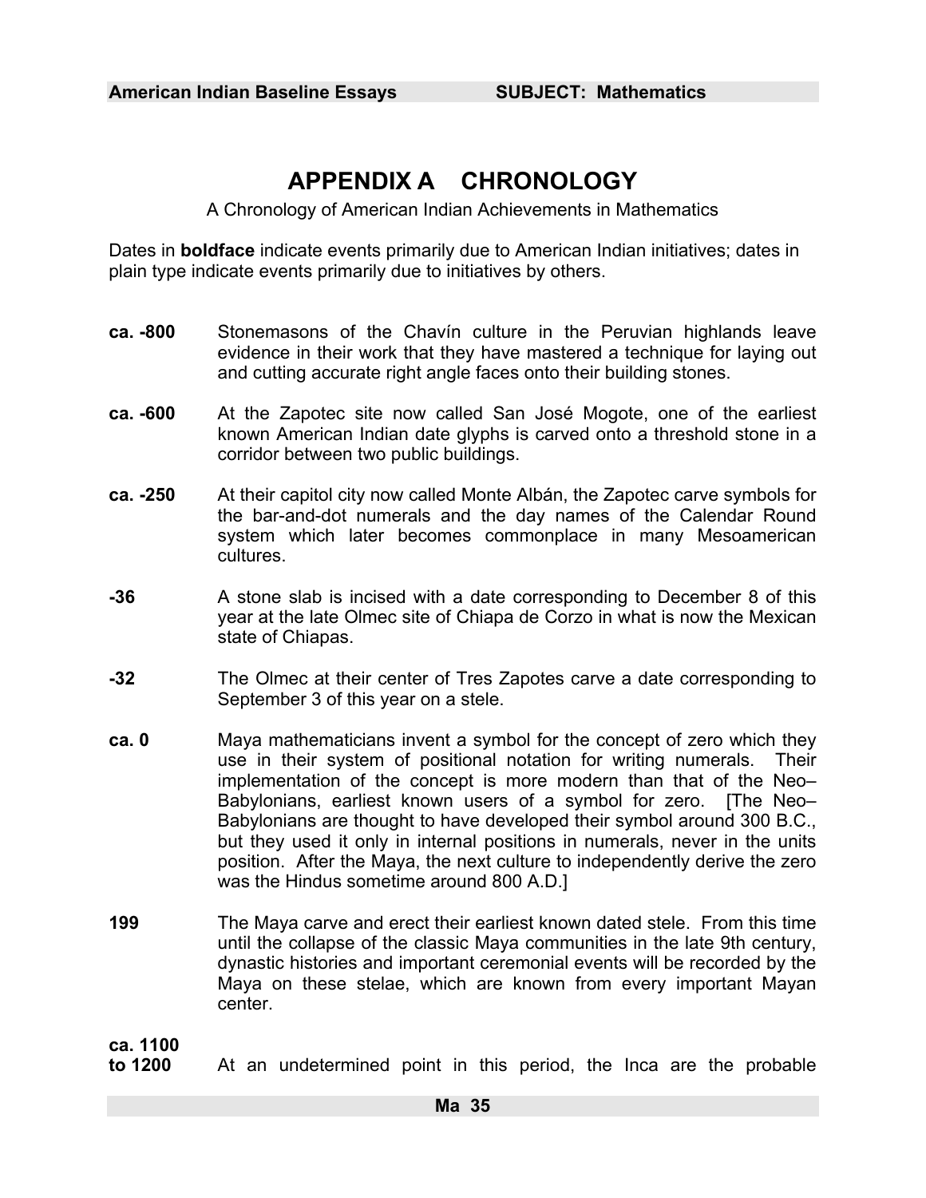# APPENDIX A CHRONOLOGY

A Chronology of American Indian Achievements in Mathematics

Dates in **boldface** indicate events primarily due to American Indian initiatives; dates in plain type indicate events primarily due to initiatives by others.

**ca. -800** Stonemasons of the Chavín culture in the Peruvian highlands leave evidence in their work that they have mastered a technique for laying out and cutting accurate right angle faces onto their building stones.

**ca. -600** At the Zapotec site now called San José Mogote, one of the earliest known American Indian date glyphs is carved onto a threshold stone in a corridor between two public buildings.

**ca. -250** At their capitol city now called Monte Albán, the Zapotec carve symbols for the bar-and-dot numerals and the day names of the Calendar Round system which later becomes commonplace in many Mesoamerican cultures.

**-36** A stone slab is incised with a date corresponding to December 8 of this year at the late Olmec site of Chiapa de Corzo in what is now the Mexican state of Chiapas.

**-32** The Olmec at their center of Tres Zapotes carve a date corresponding to September 3 of this year on a stele.

**ca. 0** Maya mathematicians invent a symbol for the concept of zero which they use in their system of positional notation for writing numerals. Their implementation of the concept is more modern than that of the Neo–Babylonians, earliest known users of a symbol for zero. [The Neo–Babylonians are thought to have developed their symbol around 300 B.C., but they used it only in internal positions in numerals, never in the units position. After the Maya, the next culture to independently derive the zero was the Hindus sometime around 800 A.D.]

**199** The Maya carve and erect their earliest known dated stele. From this time until the collapse of the classic Maya communities in the late 9th century, dynastic histories and important ceremonial events will be recorded by the Maya on these stelae, which are known from every important Mayan center.

**ca. 1100 to 1200** At an undetermined point in this period, the Inca are the probable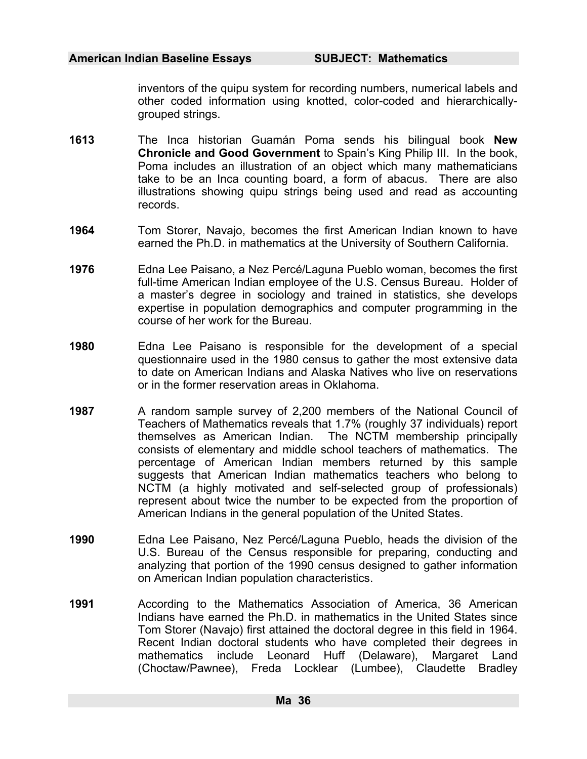inventors of the quipu system for recording numbers, numerical labels and other coded information using knotted, color-coded and hierarchically-grouped strings.

**1613** The Inca historian Guamán Poma sends his bilingual book **New Chronicle and Good Government** to Spain's King Philip III. In the book, Poma includes an illustration of an object which many mathematicians take to be an Inca counting board, a form of abacus. There are also illustrations showing quipu strings being used and read as accounting records.

**1964** Tom Storer, Navajo, becomes the first American Indian known to have earned the Ph.D. in mathematics at the University of Southern California.

**1976** Edna Lee Paisano, a Nez Percé/Laguna Pueblo woman, becomes the first full-time American Indian employee of the U.S. Census Bureau. Holder of a master's degree in sociology and trained in statistics, she develops expertise in population demographics and computer programming in the course of her work for the Bureau.

**1980** Edna Lee Paisano is responsible for the development of a special questionnaire used in the 1980 census to gather the most extensive data to date on American Indians and Alaska Natives who live on reservations or in the former reservation areas in Oklahoma.

**1987** A random sample survey of 2,200 members of the National Council of Teachers of Mathematics reveals that 1.7% (roughly 37 individuals) report themselves as American Indian. The NCTM membership principally consists of elementary and middle school teachers of mathematics. The percentage of American Indian members returned by this sample suggests that American Indian mathematics teachers who belong to NCTM (a highly motivated and self-selected group of professionals) represent about twice the number to be expected from the proportion of American Indians in the general population of the United States.

**1990** Edna Lee Paisano, Nez Percé/Laguna Pueblo, heads the division of the U.S. Bureau of the Census responsible for preparing, conducting and analyzing that portion of the 1990 census designed to gather information on American Indian population characteristics.

**1991** According to the Mathematics Association of America, 36 American Indians have earned the Ph.D. in mathematics in the United States since Tom Storer (Navajo) first attained the doctoral degree in this field in 1964. Recent Indian doctoral students who have completed their degrees in mathematics include Leonard Huff (Delaware), Margaret Land (Choctaw/Pawnee), Freda Locklear (Lumbee), Claudette Bradley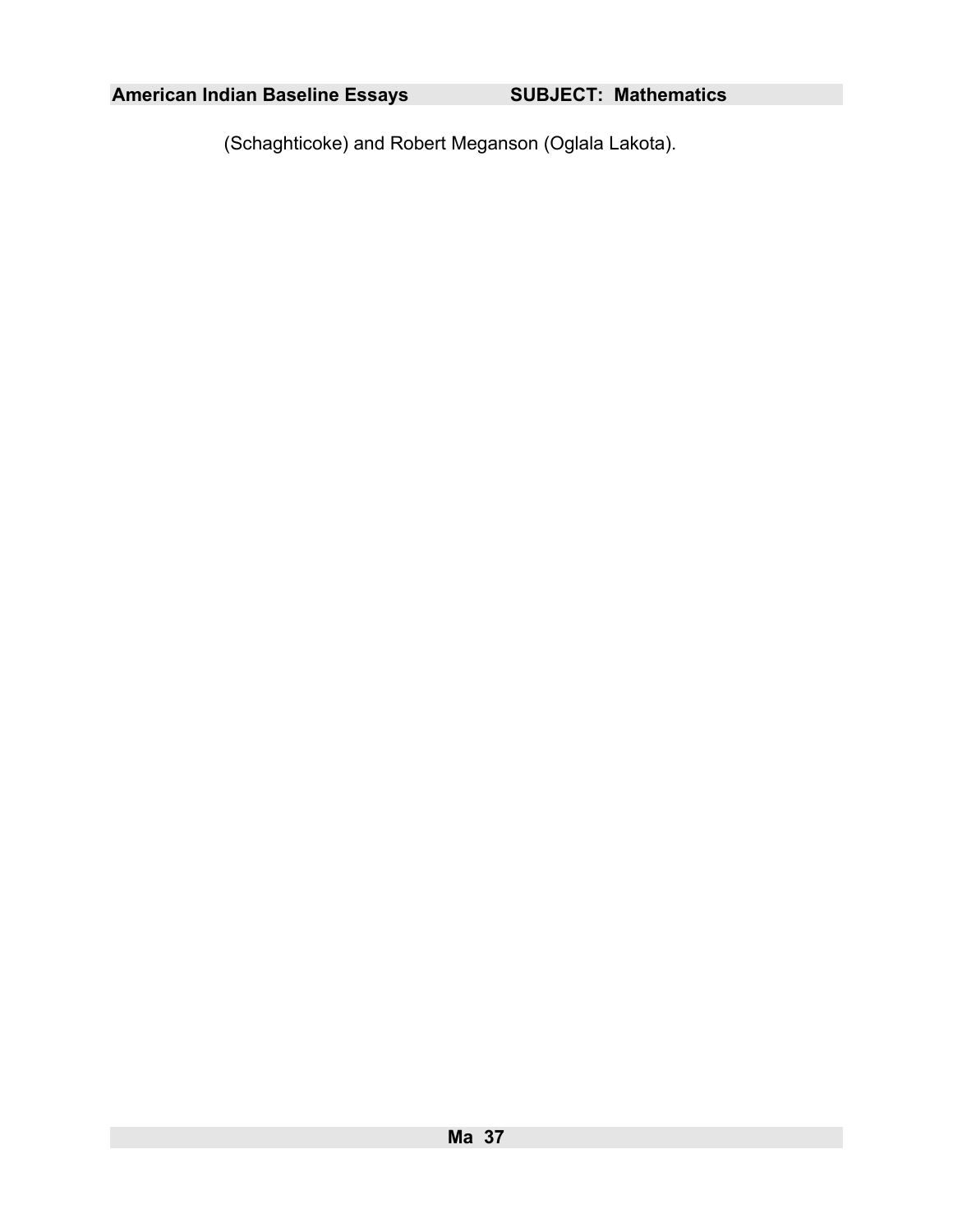(Schaghticoke) and Robert Meganson (Oglala Lakota).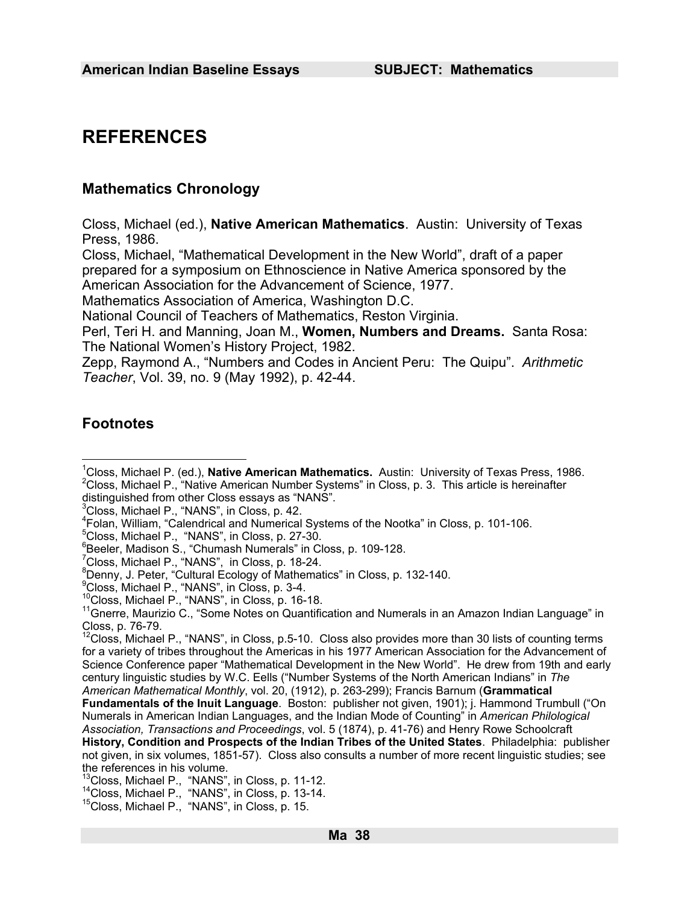# REFERENCES

## Mathematics Chronology

Closs, Michael (ed.), **Native American Mathematics**. Austin: University of Texas Press, 1986.
Closs, Michael, “Mathematical Development in the New World”, draft of a paper prepared for a symposium on Ethnoscience in Native America sponsored by the American Association for the Advancement of Science, 1977.
Mathematics Association of America, Washington D.C.
National Council of Teachers of Mathematics, Reston Virginia.
Perl, Teri H. and Manning, Joan M., **Women, Numbers and Dreams.** Santa Rosa: The National Women’s History Project, 1982.
Zepp, Raymond A., “Numbers and Codes in Ancient Peru: The Quipu”. *Arithmetic Teacher*, Vol. 39, no. 9 (May 1992), p. 42-44.

## Footnotes

[1] Closs, Michael P. (ed.), **Native American Mathematics.** Austin: University of Texas Press, 1986.
[2] Closs, Michael P., “Native American Number Systems” in Closs, p. 3. This article is hereinafter distinguished from other Closs essays as “NANS”.
[3] Closs, Michael P., “NANS”, in Closs, p. 42.
[4] Folan, William, “Calendrical and Numerical Systems of the Nootka” in Closs, p. 101-106.
[5] Closs, Michael P., “NANS”, in Closs, p. 27-30.
[6] Beeler, Madison S., “Chumash Numerals” in Closs, p. 109-128.
[7] Closs, Michael P., “NANS”, in Closs, p. 18-24.
[8] Denny, J. Peter, “Cultural Ecology of Mathematics” in Closs, p. 132-140.
[9] Closs, Michael P., “NANS”, in Closs, p. 3-4.
[10] Closs, Michael P., “NANS”, in Closs, p. 16-18.
[11] Gnerre, Maurizio C., “Some Notes on Quantification and Numerals in an Amazon Indian Language” in Closs, p. 76-79.
[12] Closs, Michael P., “NANS”, in Closs, p.5-10. Closs also provides more than 30 lists of counting terms for a variety of tribes throughout the Americas in his 1977 American Association for the Advancement of Science Conference paper “Mathematical Development in the New World”. He drew from 19th and early century linguistic studies by W.C. Eells (“Number Systems of the North American Indians” in *The American Mathematical Monthly*, vol. 20, (1912), p. 263-299); Francis Barnum (**Grammatical Fundamentals of the Inuit Language**. Boston: publisher not given, 1901); j. Hammond Trumbull (“On Numerals in American Indian Languages, and the Indian Mode of Counting” in *American Philological Association, Transactions and Proceedings*, vol. 5 (1874), p. 41-76) and Henry Rowe Schoolcraft **History, Condition and Prospects of the Indian Tribes of the United States**. Philadelphia: publisher not given, in six volumes, 1851-57). Closs also consults a number of more recent linguistic studies; see the references in his volume.
[13] Closs, Michael P., “NANS”, in Closs, p. 11-12.
[14] Closs, Michael P., “NANS”, in Closs, p. 13-14.
[15] Closs, Michael P., “NANS”, in Closs, p. 15.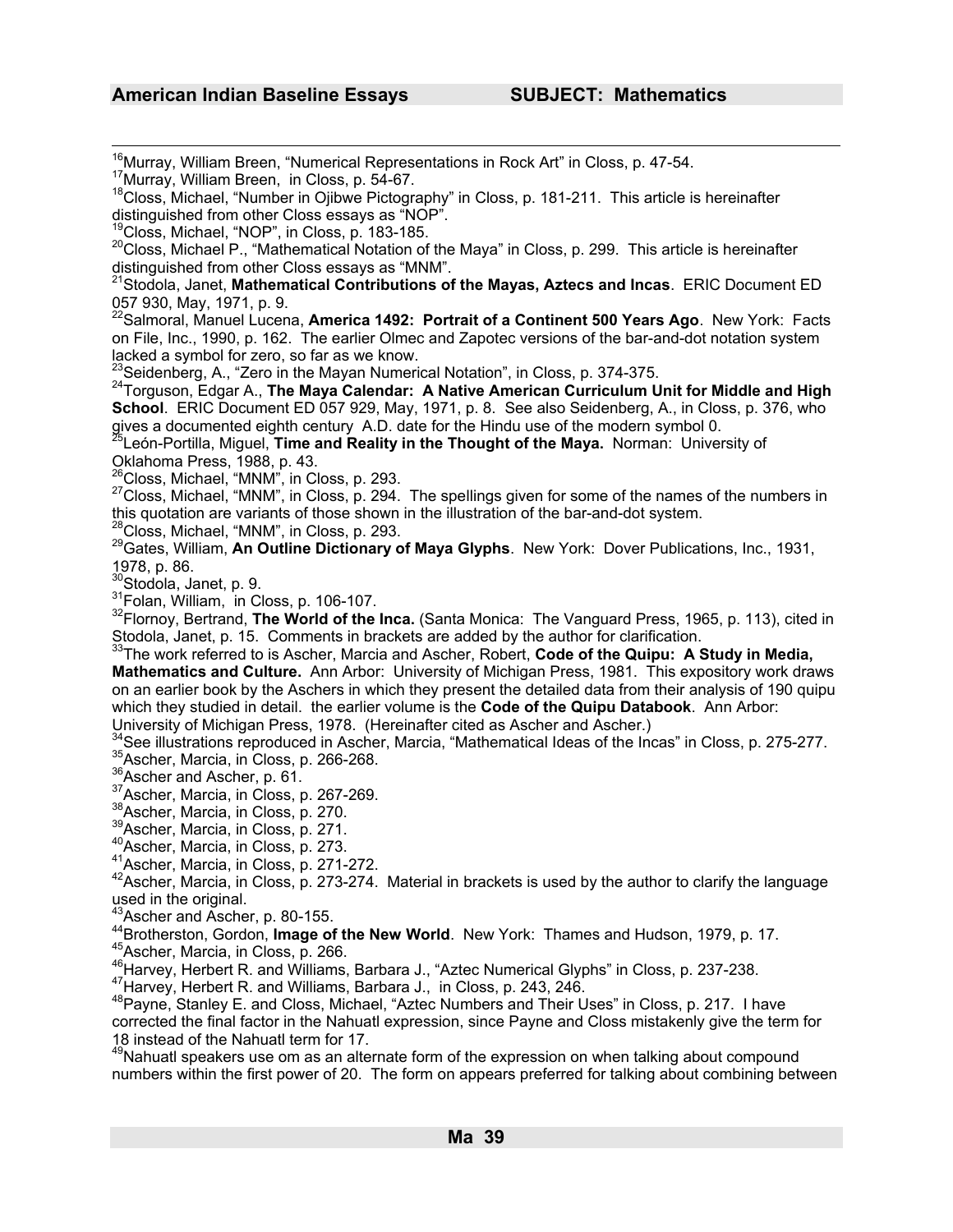[16]Murray, William Breen, “Numerical Representations in Rock Art” in Closs, p. 47-54.

[17]Murray, William Breen, in Closs, p. 54-67.

[18]Closs, Michael, “Number in Ojibwe Pictography” in Closs, p. 181-211. This article is hereinafter distinguished from other Closs essays as “NOP”.

[19]Closs, Michael, “NOP”, in Closs, p. 183-185.

[20]Closs, Michael P., “Mathematical Notation of the Maya” in Closs, p. 299. This article is hereinafter distinguished from other Closs essays as “MNM”.

[21]Stodola, Janet, **Mathematical Contributions of the Mayas, Aztecs and Incas**. ERIC Document ED 057 930, May, 1971, p. 9.

[22]Salmoral, Manuel Lucena, **America 1492: Portrait of a Continent 500 Years Ago**. New York: Facts on File, Inc., 1990, p. 162. The earlier Olmec and Zapotec versions of the bar-and-dot notation system lacked a symbol for zero, so far as we know.

[23]Seidenberg, A., “Zero in the Mayan Numerical Notation”, in Closs, p. 374-375.

[24]Torguson, Edgar A., **The Maya Calendar: A Native American Curriculum Unit for Middle and High School**. ERIC Document ED 057 929, May, 1971, p. 8. See also Seidenberg, A., in Closs, p. 376, who gives a documented eighth century A.D. date for the Hindu use of the modern symbol 0.

[25]León-Portilla, Miguel, **Time and Reality in the Thought of the Maya.** Norman: University of Oklahoma Press, 1988, p. 43.

[26]Closs, Michael, “MNM”, in Closs, p. 293.

[27]Closs, Michael, “MNM”, in Closs, p. 294. The spellings given for some of the names of the numbers in this quotation are variants of those shown in the illustration of the bar-and-dot system.

[28]Closs, Michael, “MNM”, in Closs, p. 293.

[29]Gates, William, **An Outline Dictionary of Maya Glyphs**. New York: Dover Publications, Inc., 1931, 1978, p. 86.

[30]Stodola, Janet, p. 9.

[31]Folan, William, in Closs, p. 106-107.

[32]Flornoy, Bertrand, **The World of the Inca.** (Santa Monica: The Vanguard Press, 1965, p. 113), cited in Stodola, Janet, p. 15. Comments in brackets are added by the author for clarification.

[33]The work referred to is Ascher, Marcia and Ascher, Robert, **Code of the Quipu: A Study in Media, Mathematics and Culture.** Ann Arbor: University of Michigan Press, 1981. This expository work draws on an earlier book by the Aschers in which they present the detailed data from their analysis of 190 quipu which they studied in detail. the earlier volume is the **Code of the Quipu Databook**. Ann Arbor: University of Michigan Press, 1978. (Hereinafter cited as Ascher and Ascher.)

[34]See illustrations reproduced in Ascher, Marcia, “Mathematical Ideas of the Incas” in Closs, p. 275-277.

[35]Ascher, Marcia, in Closs, p. 266-268.

[36]Ascher and Ascher, p. 61.

[37]Ascher, Marcia, in Closs, p. 267-269.

[38]Ascher, Marcia, in Closs, p. 270.

[39]Ascher, Marcia, in Closs, p. 271.

[40]Ascher, Marcia, in Closs, p. 273.

[41]Ascher, Marcia, in Closs, p. 271-272.

[42]Ascher, Marcia, in Closs, p. 273-274. Material in brackets is used by the author to clarify the language used in the original.

[43]Ascher and Ascher, p. 80-155.

[44]Brotherston, Gordon, **Image of the New World**. New York: Thames and Hudson, 1979, p. 17.

[45]Ascher, Marcia, in Closs, p. 266.

[46]Harvey, Herbert R. and Williams, Barbara J., “Aztec Numerical Glyphs” in Closs, p. 237-238.

[47]Harvey, Herbert R. and Williams, Barbara J., in Closs, p. 243, 246.

[48]Payne, Stanley E. and Closs, Michael, “Aztec Numbers and Their Uses” in Closs, p. 217. I have corrected the final factor in the Nahuatl expression, since Payne and Closs mistakenly give the term for 18 instead of the Nahuatl term for 17.

[49]Nahuatl speakers use om as an alternate form of the expression on when talking about compound numbers within the first power of 20. The form on appears preferred for talking about combining between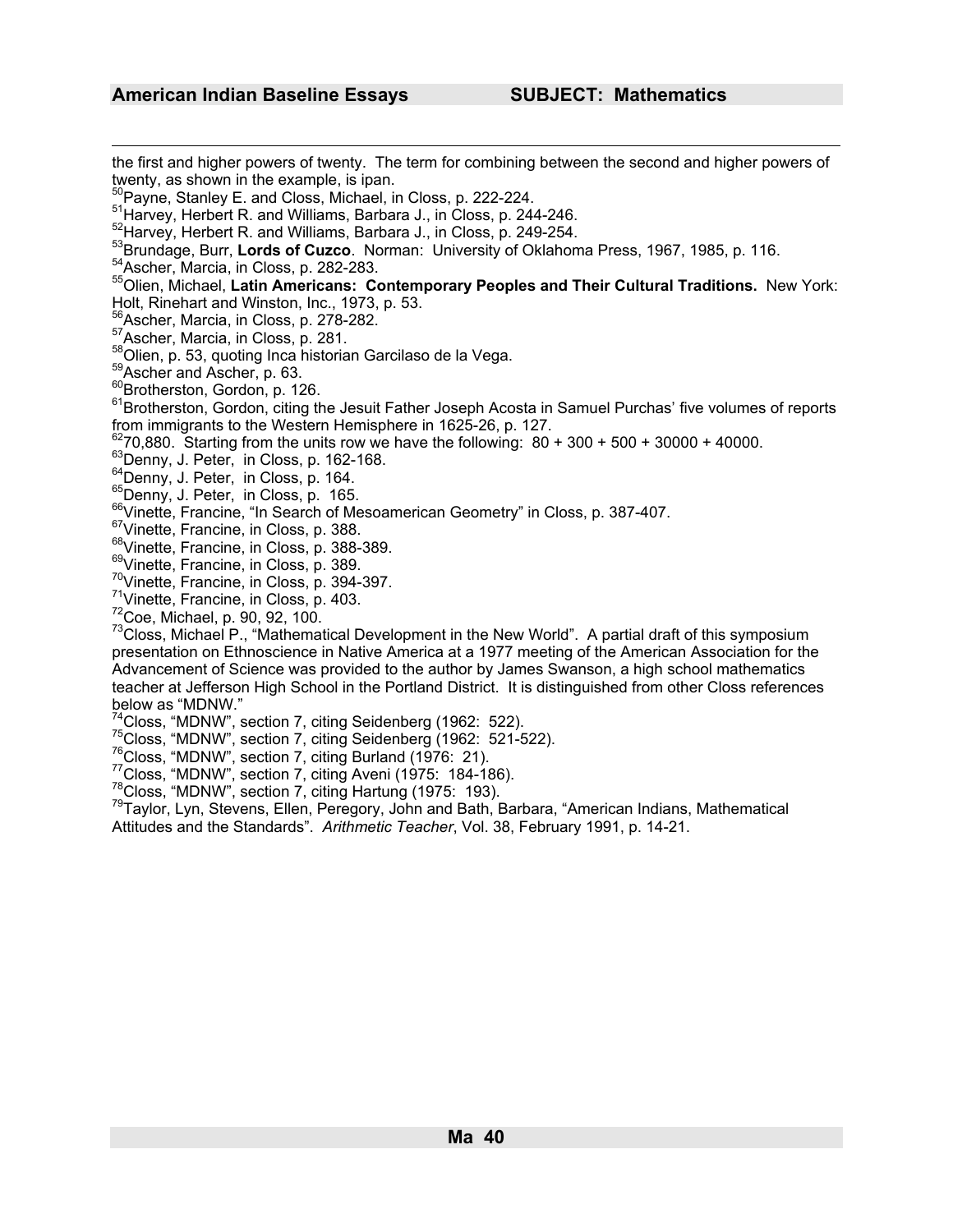the first and higher powers of twenty. The term for combining between the second and higher powers of twenty, as shown in the example, is ipan.

[50]Payne, Stanley E. and Closs, Michael, in Closs, p. 222-224.

[51]Harvey, Herbert R. and Williams, Barbara J., in Closs, p. 244-246.

[52]Harvey, Herbert R. and Williams, Barbara J., in Closs, p. 249-254.

[53]Brundage, Burr, **Lords of Cuzco**. Norman: University of Oklahoma Press, 1967, 1985, p. 116.

[54]Ascher, Marcia, in Closs, p. 282-283.

[55]Olien, Michael, **Latin Americans: Contemporary Peoples and Their Cultural Traditions.** New York: Holt, Rinehart and Winston, Inc., 1973, p. 53.

[56]Ascher, Marcia, in Closs, p. 278-282.

[57]Ascher, Marcia, in Closs, p. 281.

[58]Olien, p. 53, quoting Inca historian Garcilaso de la Vega.

[59]Ascher and Ascher, p. 63.

[60]Brotherston, Gordon, p. 126.

[61]Brotherston, Gordon, citing the Jesuit Father Joseph Acosta in Samuel Purchas' five volumes of reports from immigrants to the Western Hemisphere in 1625-26, p. 127.

[62]70,880. Starting from the units row we have the following: 80 + 300 + 500 + 30000 + 40000.

[63]Denny, J. Peter, in Closs, p. 162-168.

[64]Denny, J. Peter, in Closs, p. 164.

[65]Denny, J. Peter, in Closs, p. 165.

[66]Vinette, Francine, "In Search of Mesoamerican Geometry" in Closs, p. 387-407.

[67]Vinette, Francine, in Closs, p. 388.

[68]Vinette, Francine, in Closs, p. 388-389.

[69]Vinette, Francine, in Closs, p. 389.

[70]Vinette, Francine, in Closs, p. 394-397.

[71]Vinette, Francine, in Closs, p. 403.

[72]Coe, Michael, p. 90, 92, 100.

[73]Closs, Michael P., "Mathematical Development in the New World". A partial draft of this symposium presentation on Ethnoscience in Native America at a 1977 meeting of the American Association for the Advancement of Science was provided to the author by James Swanson, a high school mathematics teacher at Jefferson High School in the Portland District. It is distinguished from other Closs references below as "MDNW."

[74]Closs, "MDNW", section 7, citing Seidenberg (1962: 522).

[75]Closs, "MDNW", section 7, citing Seidenberg (1962: 521-522).

[76]Closs, "MDNW", section 7, citing Burland (1976: 21).

[77]Closs, "MDNW", section 7, citing Aveni (1975: 184-186).

[78]Closs, "MDNW", section 7, citing Hartung (1975: 193).

[79]Taylor, Lyn, Stevens, Ellen, Peregory, John and Bath, Barbara, "American Indians, Mathematical Attitudes and the Standards". *Arithmetic Teacher*, Vol. 38, February 1991, p. 14-21.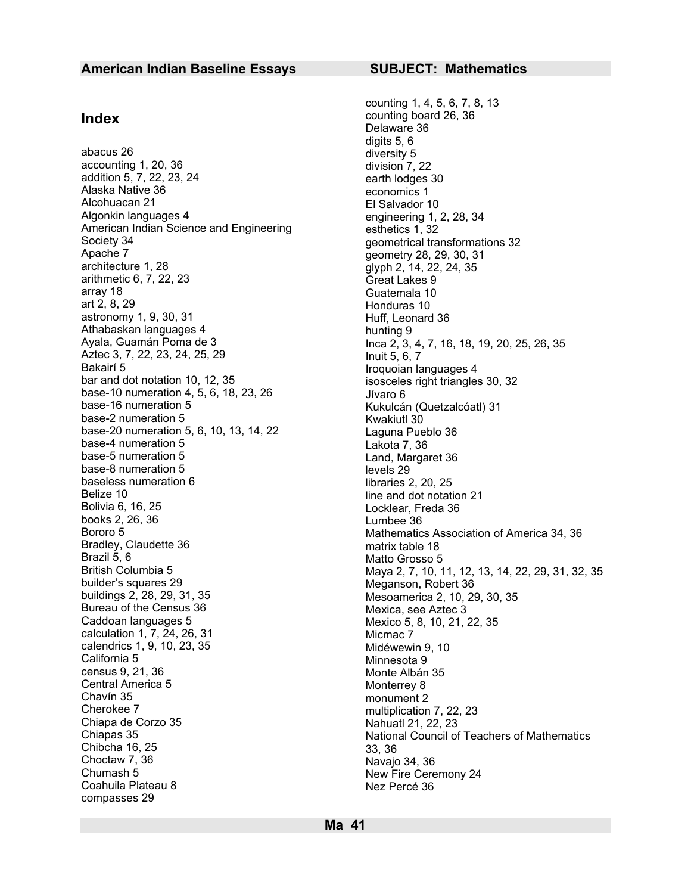## Index

abacus 26
accounting 1, 20, 36
addition 5, 7, 22, 23, 24
Alaska Native 36
Alcohuacan 21
Algonkin languages 4
American Indian Science and Engineering Society 34
Apache 7
architecture 1, 28
arithmetic 6, 7, 22, 23
array 18
art 2, 8, 29
astronomy 1, 9, 30, 31
Athabaskan languages 4
Ayala, Guamán Poma de 3
Aztec 3, 7, 22, 23, 24, 25, 29
Bakairí 5
bar and dot notation 10, 12, 35
base-10 numeration 4, 5, 6, 18, 23, 26
base-16 numeration 5
base-2 numeration 5
base-20 numeration 5, 6, 10, 13, 14, 22
base-4 numeration 5
base-5 numeration 5
base-8 numeration 5
baseless numeration 6
Belize 10
Bolivia 6, 16, 25
books 2, 26, 36
Bororo 5
Bradley, Claudette 36
Brazil 5, 6
British Columbia 5
builder's squares 29
buildings 2, 28, 29, 31, 35
Bureau of the Census 36
Caddoan languages 5
calculation 1, 7, 24, 26, 31
calendrics 1, 9, 10, 23, 35
California 5
census 9, 21, 36
Central America 5
Chavín 35
Cherokee 7
Chiapa de Corzo 35
Chiapas 35
Chibcha 16, 25
Choctaw 7, 36
Chumash 5
Coahuila Plateau 8
compasses 29
counting 1, 4, 5, 6, 7, 8, 13
counting board 26, 36
Delaware 36
digits 5, 6
diversity 5
division 7, 22
earth lodges 30
economics 1
El Salvador 10
engineering 1, 2, 28, 34
esthetics 1, 32
geometrical transformations 32
geometry 28, 29, 30, 31
glyph 2, 14, 22, 24, 35
Great Lakes 9
Guatemala 10
Honduras 10
Huff, Leonard 36
hunting 9
Inca 2, 3, 4, 7, 16, 18, 19, 20, 25, 26, 35
Inuit 5, 6, 7
Iroquoian languages 4
isosceles right triangles 30, 32
Jívaro 6
Kukulcán (Quetzalcóatl) 31
Kwakiutl 30
Laguna Pueblo 36
Lakota 7, 36
Land, Margaret 36
levels 29
libraries 2, 20, 25
line and dot notation 21
Locklear, Freda 36
Lumbee 36
Mathematics Association of America 34, 36
matrix table 18
Matto Grosso 5
Maya 2, 7, 10, 11, 12, 13, 14, 22, 29, 31, 32, 35
Meganson, Robert 36
Mesoamerica 2, 10, 29, 30, 35
Mexica, see Aztec 3
Mexico 5, 8, 10, 21, 22, 35
Micmac 7
Midéwewin 9, 10
Minnesota 9
Monte Albán 35
Monterrey 8
monument 2
multiplication 7, 22, 23
Nahuatl 21, 22, 23
National Council of Teachers of Mathematics 33, 36
Navajo 34, 36
New Fire Ceremony 24
Nez Percé 36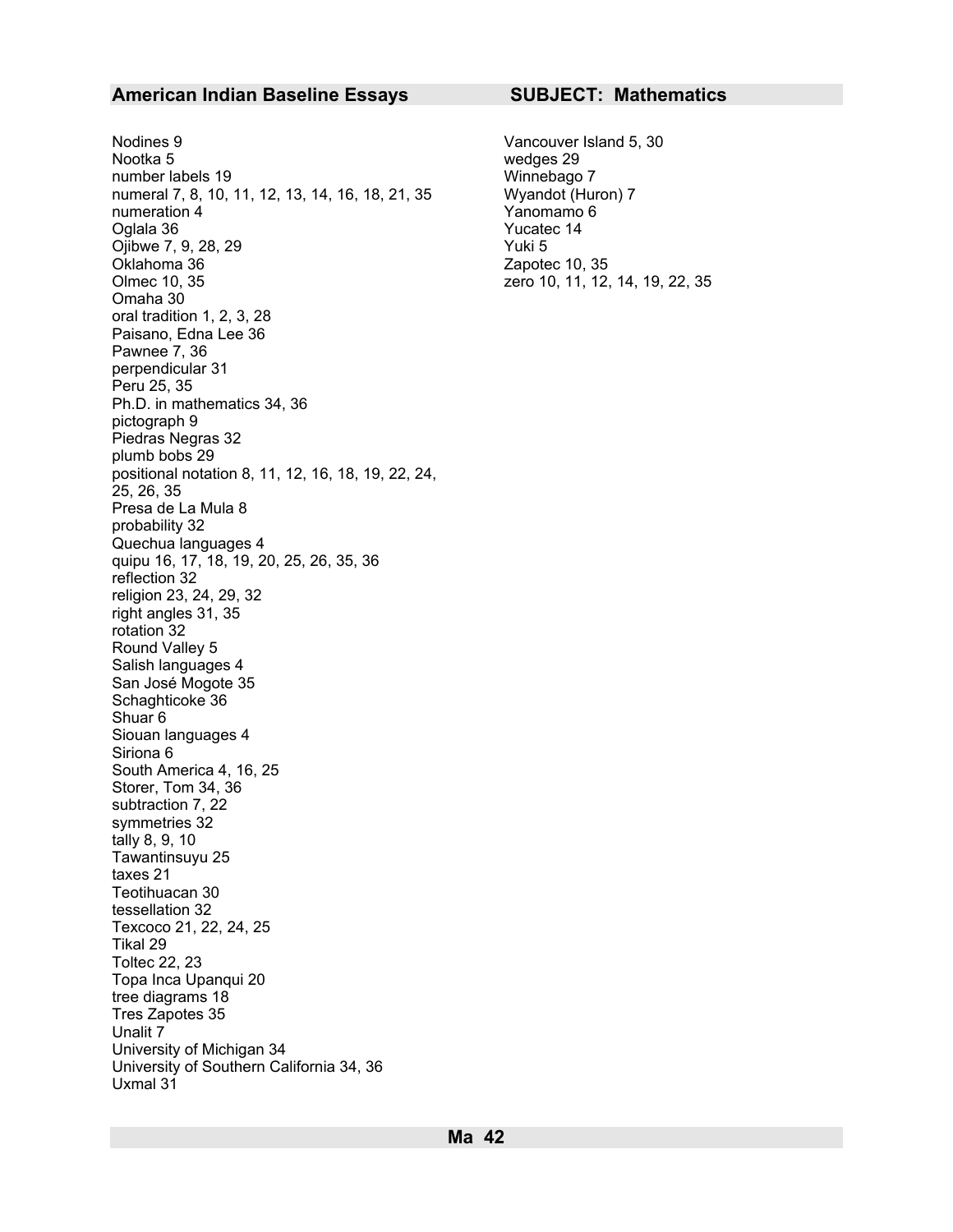Nodines 9
Nootka 5
number labels 19
numeral 7, 8, 10, 11, 12, 13, 14, 16, 18, 21, 35
numeration 4
Oglala 36
Ojibwe 7, 9, 28, 29
Oklahoma 36
Olmec 10, 35
Omaha 30
oral tradition 1, 2, 3, 28
Paisano, Edna Lee 36
Pawnee 7, 36
perpendicular 31
Peru 25, 35
Ph.D. in mathematics 34, 36
pictograph 9
Piedras Negras 32
plumb bobs 29
positional notation 8, 11, 12, 16, 18, 19, 22, 24, 25, 26, 35
Presa de La Mula 8
probability 32
Quechua languages 4
quipu 16, 17, 18, 19, 20, 25, 26, 35, 36
reflection 32
religion 23, 24, 29, 32
right angles 31, 35
rotation 32
Round Valley 5
Salish languages 4
San José Mogote 35
Schaghticoke 36
Shuar 6
Siouan languages 4
Siriona 6
South America 4, 16, 25
Storer, Tom 34, 36
subtraction 7, 22
symmetries 32
tally 8, 9, 10
Tawantinsuyu 25
taxes 21
Teotihuacan 30
tessellation 32
Texcoco 21, 22, 24, 25
Tikal 29
Toltec 22, 23
Topa Inca Upanqui 20
tree diagrams 18
Tres Zapotes 35
Unalit 7
University of Michigan 34
University of Southern California 34, 36
Uxmal 31
Vancouver Island 5, 30
wedges 29
Winnebago 7
Wyandot (Huron) 7
Yanomamo 6
Yucatec 14
Yuki 5
Zapotec 10, 35
zero 10, 11, 12, 14, 19, 22, 35